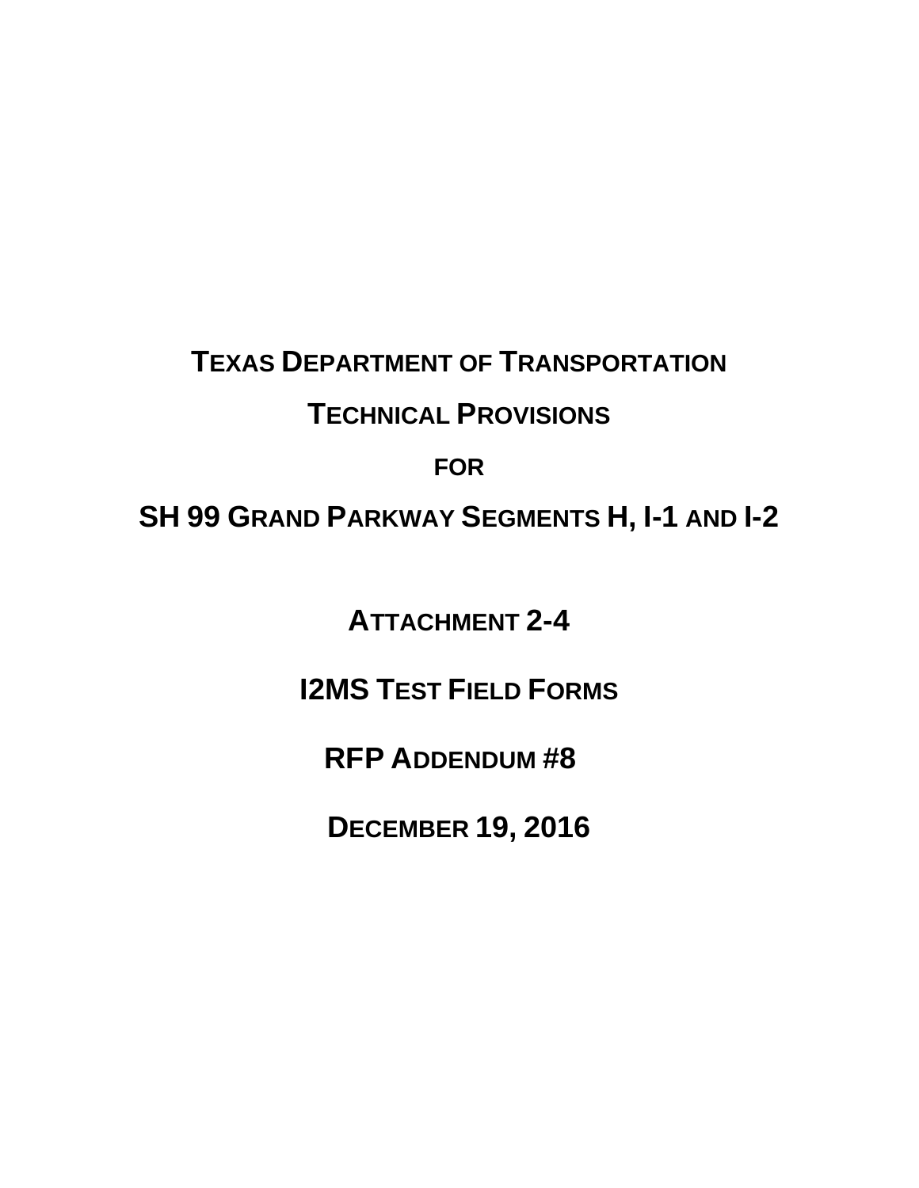# TEXAS DEPARTMENT OF TRANSPORTATION

# TECHNICAL PROVISIONS

# FOR

# SH 99 GRAND PARKWAY SEGMENTS H, I-1 AND I-2

## ATTACHMENT 2-4

## I2MS TEST FIELD FORMS

## RFP ADDENDUM #8

## DECEMBER 19, 2016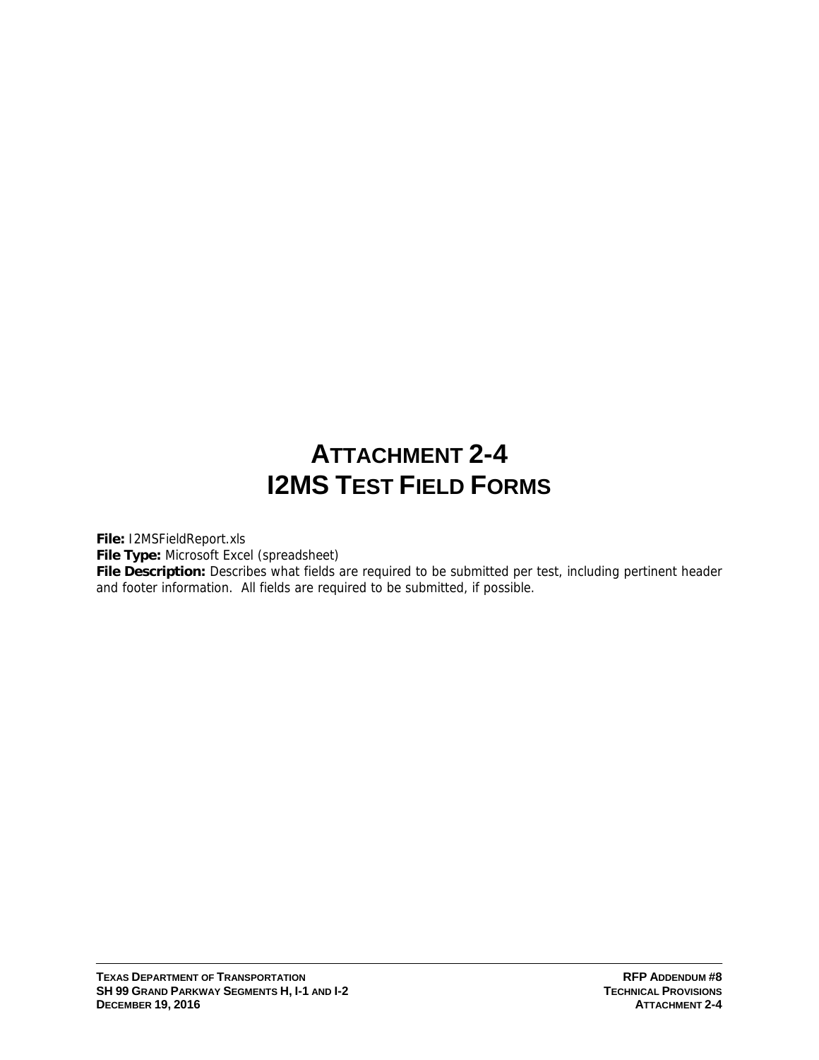# ATTACHMENT 2-4
# I2MS TEST FIELD FORMS

**File:** I2MSFieldReport.xls
**File Type:** Microsoft Excel (spreadsheet)
**File Description:** Describes what fields are required to be submitted per test, including pertinent header and footer information. All fields are required to be submitted, if possible.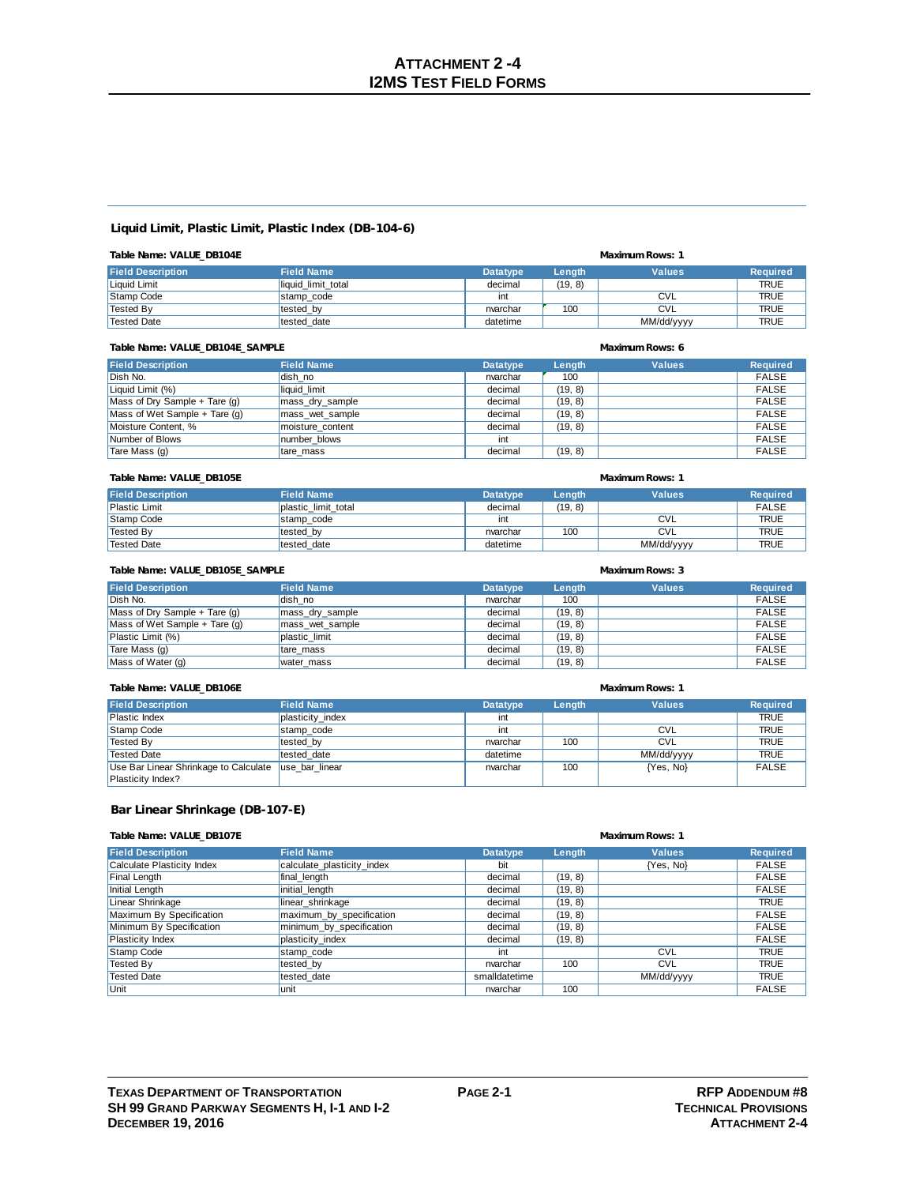# Attachment 2-4 I2MS Test Field Forms

## Liquid Limit, Plastic Limit, Plastic Index (DB-104-6)

**Table Name: VALUE_DB104E** — **Maximum Rows: 1**

| Field Description | Field Name | Datatype | Length | Values | Required |
|---|---|---|---|---|---|
| Liquid Limit | liquid_limit_total | decimal | (19, 8) | | TRUE |
| Stamp Code | stamp_code | int | | CVL | TRUE |
| Tested By | tested_by | nvarchar | 100 | CVL | TRUE |
| Tested Date | tested_date | datetime | | MM/dd/yyyy | TRUE |

**Table Name: VALUE_DB104E_SAMPLE** — **Maximum Rows: 6**

| Field Description | Field Name | Datatype | Length | Values | Required |
|---|---|---|---|---|---|
| Dish No. | dish_no | nvarchar | 100 | | FALSE |
| Liquid Limit (%) | liquid_limit | decimal | (19, 8) | | FALSE |
| Mass of Dry Sample + Tare (g) | mass_dry_sample | decimal | (19, 8) | | FALSE |
| Mass of Wet Sample + Tare (g) | mass_wet_sample | decimal | (19, 8) | | FALSE |
| Moisture Content, % | moisture_content | decimal | (19, 8) | | FALSE |
| Number of Blows | number_blows | int | | | FALSE |
| Tare Mass (g) | tare_mass | decimal | (19, 8) | | FALSE |

**Table Name: VALUE_DB105E** — **Maximum Rows: 1**

| Field Description | Field Name | Datatype | Length | Values | Required |
|---|---|---|---|---|---|
| Plastic Limit | plastic_limit_total | decimal | (19, 8) | | FALSE |
| Stamp Code | stamp_code | int | | CVL | TRUE |
| Tested By | tested_by | nvarchar | 100 | CVL | TRUE |
| Tested Date | tested_date | datetime | | MM/dd/yyyy | TRUE |

**Table Name: VALUE_DB105E_SAMPLE** — **Maximum Rows: 3**

| Field Description | Field Name | Datatype | Length | Values | Required |
|---|---|---|---|---|---|
| Dish No. | dish_no | nvarchar | 100 | | FALSE |
| Mass of Dry Sample + Tare (g) | mass_dry_sample | decimal | (19, 8) | | FALSE |
| Mass of Wet Sample + Tare (g) | mass_wet_sample | decimal | (19, 8) | | FALSE |
| Plastic Limit (%) | plastic_limit | decimal | (19, 8) | | FALSE |
| Tare Mass (g) | tare_mass | decimal | (19, 8) | | FALSE |
| Mass of Water (g) | water_mass | decimal | (19, 8) | | FALSE |

**Table Name: VALUE_DB106E** — **Maximum Rows: 1**

| Field Description | Field Name | Datatype | Length | Values | Required |
|---|---|---|---|---|---|
| Plastic Index | plasticity_index | int | | | TRUE |
| Stamp Code | stamp_code | int | | CVL | TRUE |
| Tested By | tested_by | nvarchar | 100 | CVL | TRUE |
| Tested Date | tested_date | datetime | | MM/dd/yyyy | TRUE |
| Use Bar Linear Shrinkage to Calculate Plasticity Index? | use_bar_linear | nvarchar | 100 | {Yes, No} | FALSE |

## Bar Linear Shrinkage (DB-107-E)

**Table Name: VALUE_DB107E** — **Maximum Rows: 1**

| Field Description | Field Name | Datatype | Length | Values | Required |
|---|---|---|---|---|---|
| Calculate Plasticity Index | calculate_plasticity_index | bit | | {Yes, No} | FALSE |
| Final Length | final_length | decimal | (19, 8) | | FALSE |
| Initial Length | initial_length | decimal | (19, 8) | | FALSE |
| Linear Shrinkage | linear_shrinkage | decimal | (19, 8) | | TRUE |
| Maximum By Specification | maximum_by_specification | decimal | (19, 8) | | FALSE |
| Minimum By Specification | minimum_by_specification | decimal | (19, 8) | | FALSE |
| Plasticity Index | plasticity_index | decimal | (19, 8) | | FALSE |
| Stamp Code | stamp_code | int | | CVL | TRUE |
| Tested By | tested_by | nvarchar | 100 | CVL | TRUE |
| Tested Date | tested_date | smalldatetime | | MM/dd/yyyy | TRUE |
| Unit | unit | nvarchar | 100 | | FALSE |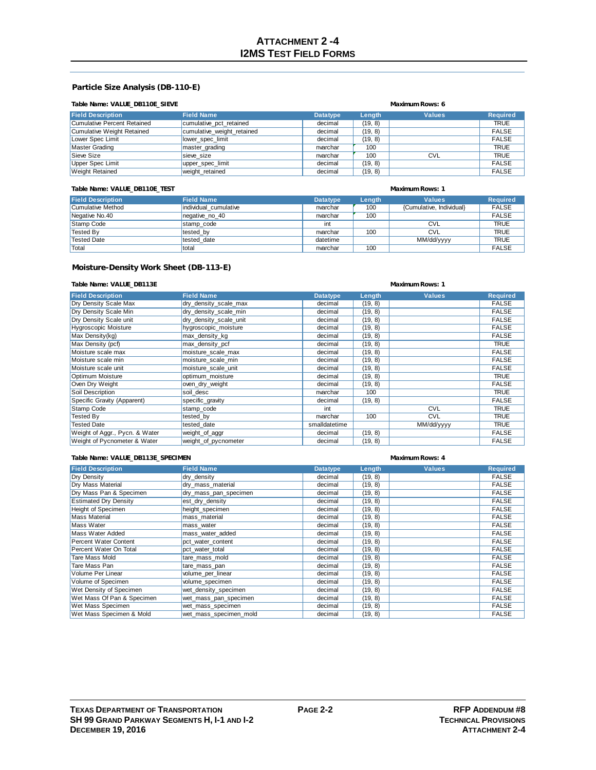# ATTACHMENT 2-4
# I2MS TEST FIELD FORMS

### Particle Size Analysis (DB-110-E)

**Table Name: VALUE_DB110E_SIEVE** **Maximum Rows: 6**

| Field Description | Field Name | Datatype | Length | Values | Required |
|---|---|---|---|---|---|
| Cumulative Percent Retained | cumulative_pct_retained | decimal | (19, 8) | | TRUE |
| Cumulative Weight Retained | cumulative_weight_retained | decimal | (19, 8) | | FALSE |
| Lower Spec Limit | lower_spec_limit | decimal | (19, 8) | | FALSE |
| Master Grading | master_grading | nvarchar | 100 | | TRUE |
| Sieve Size | sieve_size | nvarchar | 100 | CVL | TRUE |
| Upper Spec Limit | upper_spec_limit | decimal | (19, 8) | | FALSE |
| Weight Retained | weight_retained | decimal | (19, 8) | | FALSE |

**Table Name: VALUE_DB110E_TEST** **Maximum Rows: 1**

| Field Description | Field Name | Datatype | Length | Values | Required |
|---|---|---|---|---|---|
| Cumulative Method | individual_cumulative | nvarchar | 100 | {Cumulative, Individual} | FALSE |
| Negative No.40 | negative_no_40 | nvarchar | 100 | | FALSE |
| Stamp Code | stamp_code | int | | CVL | TRUE |
| Tested By | tested_by | nvarchar | 100 | CVL | TRUE |
| Tested Date | tested_date | datetime | | MM/dd/yyyy | TRUE |
| Total | total | nvarchar | 100 | | FALSE |

### Moisture-Density Work Sheet (DB-113-E)

**Table Name: VALUE_DB113E** **Maximum Rows: 1**

| Field Description | Field Name | Datatype | Length | Values | Required |
|---|---|---|---|---|---|
| Dry Density Scale Max | dry_density_scale_max | decimal | (19, 8) | | FALSE |
| Dry Density Scale Min | dry_density_scale_min | decimal | (19, 8) | | FALSE |
| Dry Density Scale unit | dry_density_scale_unit | decimal | (19, 8) | | FALSE |
| Hygroscopic Moisture | hygroscopic_moisture | decimal | (19, 8) | | FALSE |
| Max Density(kg) | max_density_kg | decimal | (19, 8) | | FALSE |
| Max Density (pcf) | max_density_pcf | decimal | (19, 8) | | TRUE |
| Moisture scale max | moisture_scale_max | decimal | (19, 8) | | FALSE |
| Moisture scale min | moisture_scale_min | decimal | (19, 8) | | FALSE |
| Moisture scale unit | moisture_scale_unit | decimal | (19, 8) | | FALSE |
| Optimum Moisture | optimum_moisture | decimal | (19, 8) | | TRUE |
| Oven Dry Weight | oven_dry_weight | decimal | (19, 8) | | FALSE |
| Soil Description | soil_desc | nvarchar | 100 | | TRUE |
| Specific Gravity (Apparent) | specific_gravity | decimal | (19, 8) | | FALSE |
| Stamp Code | stamp_code | int | | CVL | TRUE |
| Tested By | tested_by | nvarchar | 100 | CVL | TRUE |
| Tested Date | tested_date | smalldatetime | | MM/dd/yyyy | TRUE |
| Weight of Aggr., Pycn. & Water | weight_of_aggr | decimal | (19, 8) | | FALSE |
| Weight of Pycnometer & Water | weight_of_pycnometer | decimal | (19, 8) | | FALSE |

**Table Name: VALUE_DB113E_SPECIMEN** **Maximum Rows: 4**

| Field Description | Field Name | Datatype | Length | Values | Required |
|---|---|---|---|---|---|
| Dry Density | dry_density | decimal | (19, 8) | | FALSE |
| Dry Mass Material | dry_mass_material | decimal | (19, 8) | | FALSE |
| Dry Mass Pan & Specimen | dry_mass_pan_specimen | decimal | (19, 8) | | FALSE |
| Estimated Dry Density | est_dry_density | decimal | (19, 8) | | FALSE |
| Height of Specimen | height_specimen | decimal | (19, 8) | | FALSE |
| Mass Material | mass_material | decimal | (19, 8) | | FALSE |
| Mass Water | mass_water | decimal | (19, 8) | | FALSE |
| Mass Water Added | mass_water_added | decimal | (19, 8) | | FALSE |
| Percent Water Content | pct_water_content | decimal | (19, 8) | | FALSE |
| Percent Water On Total | pct_water_total | decimal | (19, 8) | | FALSE |
| Tare Mass Mold | tare_mass_mold | decimal | (19, 8) | | FALSE |
| Tare Mass Pan | tare_mass_pan | decimal | (19, 8) | | FALSE |
| Volume Per Linear | volume_per_linear | decimal | (19, 8) | | FALSE |
| Volume of Specimen | volume_specimen | decimal | (19, 8) | | FALSE |
| Wet Density of Specimen | wet_density_specimen | decimal | (19, 8) | | FALSE |
| Wet Mass Of Pan & Specimen | wet_mass_pan_specimen | decimal | (19, 8) | | FALSE |
| Wet Mass Specimen | wet_mass_specimen | decimal | (19, 8) | | FALSE |
| Wet Mass Specimen & Mold | wet_mass_specimen_mold | decimal | (19, 8) | | FALSE |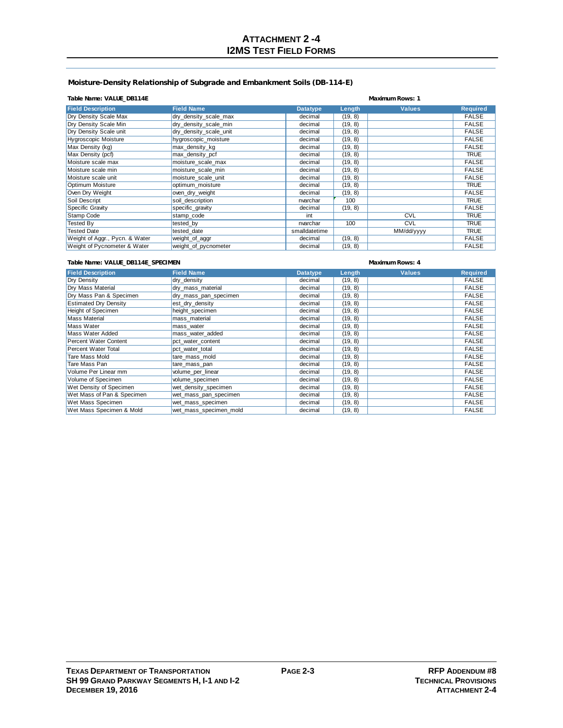# ATTACHMENT 2 -4
# I2MS TEST FIELD FORMS

### Moisture-Density Relationship of Subgrade and Embankment Soils (DB-114-E)

**Table Name: VALUE_DB114E** **Maximum Rows: 1**

| Field Description | Field Name | Datatype | Length | Values | Required |
|---|---|---|---|---|---|
| Dry Density Scale Max | dry_density_scale_max | decimal | (19, 8) | | FALSE |
| Dry Density Scale Min | dry_density_scale_min | decimal | (19, 8) | | FALSE |
| Dry Density Scale unit | dry_density_scale_unit | decimal | (19, 8) | | FALSE |
| Hygroscopic Moisture | hygroscopic_moisture | decimal | (19, 8) | | FALSE |
| Max Density (kg) | max_density_kg | decimal | (19, 8) | | FALSE |
| Max Density (pcf) | max_density_pcf | decimal | (19, 8) | | TRUE |
| Moisture scale max | moisture_scale_max | decimal | (19, 8) | | FALSE |
| Moisture scale min | moisture_scale_min | decimal | (19, 8) | | FALSE |
| Moisture scale unit | moisture_scale_unit | decimal | (19, 8) | | FALSE |
| Optimum Moisture | optimum_moisture | decimal | (19, 8) | | TRUE |
| Oven Dry Weight | oven_dry_weight | decimal | (19, 8) | | FALSE |
| Soil Descript | soil_description | nvarchar | 100 | | TRUE |
| Specific Gravity | specific_gravity | decimal | (19, 8) | | FALSE |
| Stamp Code | stamp_code | int | | CVL | TRUE |
| Tested By | tested_by | nvarchar | 100 | CVL | TRUE |
| Tested Date | tested_date | smalldatetime | | MM/dd/yyyy | TRUE |
| Weight of Aggr., Pycn. & Water | weight_of_aggr | decimal | (19, 8) | | FALSE |
| Weight of Pycnometer & Water | weight_of_pycnometer | decimal | (19, 8) | | FALSE |

**Table Name: VALUE_DB114E_SPECIMEN** **Maximum Rows: 4**

| Field Description | Field Name | Datatype | Length | Values | Required |
|---|---|---|---|---|---|
| Dry Density | dry_density | decimal | (19, 8) | | FALSE |
| Dry Mass Material | dry_mass_material | decimal | (19, 8) | | FALSE |
| Dry Mass Pan & Specimen | dry_mass_pan_specimen | decimal | (19, 8) | | FALSE |
| Estimated Dry Density | est_dry_density | decimal | (19, 8) | | FALSE |
| Height of Specimen | height_specimen | decimal | (19, 8) | | FALSE |
| Mass Material | mass_material | decimal | (19, 8) | | FALSE |
| Mass Water | mass_water | decimal | (19, 8) | | FALSE |
| Mass Water Added | mass_water_added | decimal | (19, 8) | | FALSE |
| Percent Water Content | pct_water_content | decimal | (19, 8) | | FALSE |
| Percent Water Total | pct_water_total | decimal | (19, 8) | | FALSE |
| Tare Mass Mold | tare_mass_mold | decimal | (19, 8) | | FALSE |
| Tare Mass Pan | tare_mass_pan | decimal | (19, 8) | | FALSE |
| Volume Per Linear mm | volume_per_linear | decimal | (19, 8) | | FALSE |
| Volume of Specimen | volume_specimen | decimal | (19, 8) | | FALSE |
| Wet Density of Specimen | wet_density_specimen | decimal | (19, 8) | | FALSE |
| Wet Mass of Pan & Specimen | wet_mass_pan_specimen | decimal | (19, 8) | | FALSE |
| Wet Mass Specimen | wet_mass_specimen | decimal | (19, 8) | | FALSE |
| Wet Mass Specimen & Mold | wet_mass_specimen_mold | decimal | (19, 8) | | FALSE |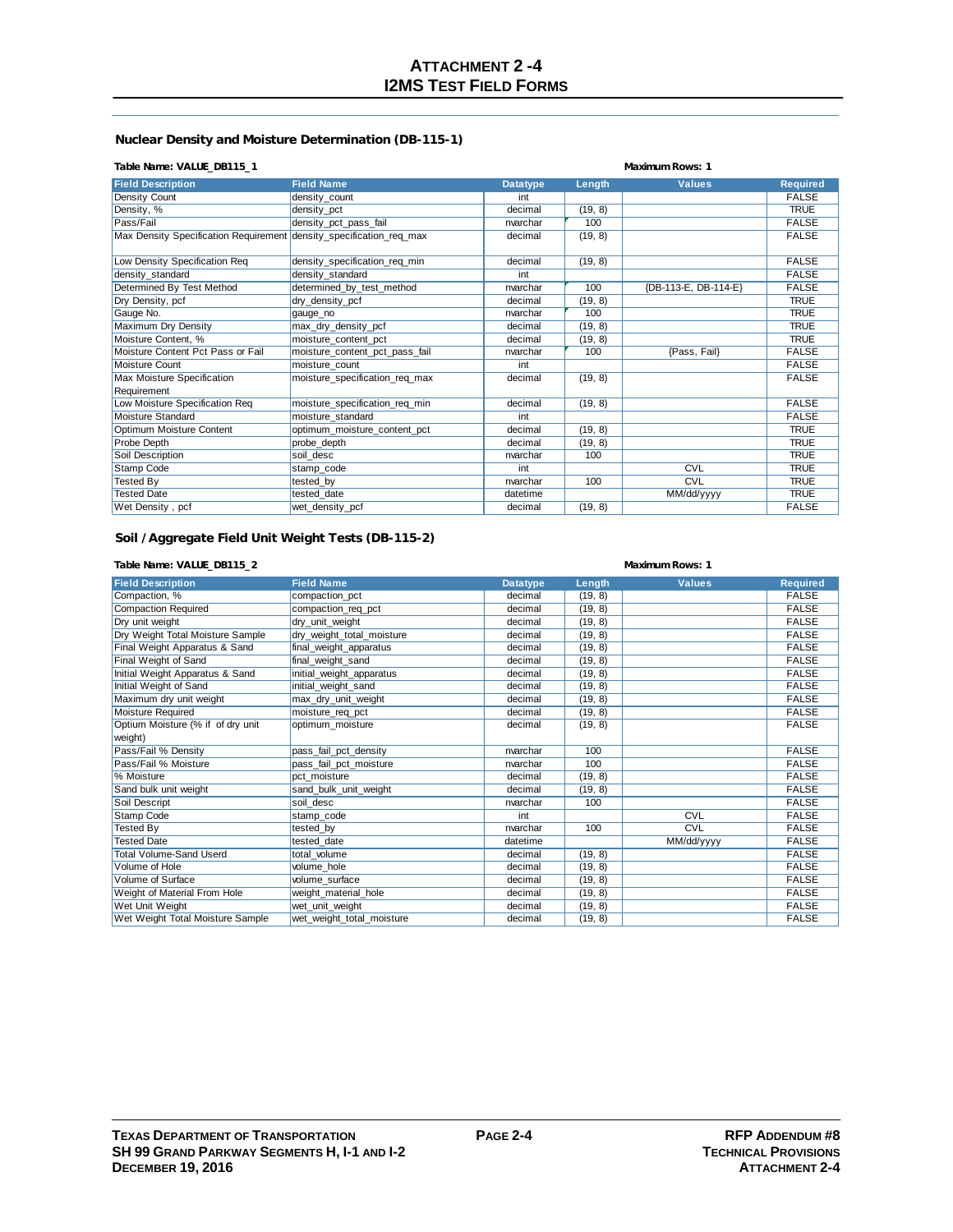# ATTACHMENT 2 -4
# I2MS TEST FIELD FORMS

### Nuclear Density and Moisture Determination (DB-115-1)

**Table Name: VALUE_DB115_1** **Maximum Rows: 1**

| Field Description | Field Name | Datatype | Length | Values | Required |
|---|---|---|---|---|---|
| Density Count | density_count | int | | | FALSE |
| Density, % | density_pct | decimal | (19, 8) | | TRUE |
| Pass/Fail | density_pct_pass_fail | nvarchar | 100 | | FALSE |
| Max Density Specification Requirement | density_specification_req_max | decimal | (19, 8) | | FALSE |
| Low Density Specification Req | density_specification_req_min | decimal | (19, 8) | | FALSE |
| density_standard | density_standard | int | | | FALSE |
| Determined By Test Method | determined_by_test_method | nvarchar | 100 | {DB-113-E, DB-114-E} | FALSE |
| Dry Density, pcf | dry_density_pcf | decimal | (19, 8) | | TRUE |
| Gauge No. | gauge_no | nvarchar | 100 | | TRUE |
| Maximum Dry Density | max_dry_density_pcf | decimal | (19, 8) | | TRUE |
| Moisture Content, % | moisture_content_pct | decimal | (19, 8) | | TRUE |
| Moisture Content Pct Pass or Fail | moisture_content_pct_pass_fail | nvarchar | 100 | {Pass, Fail} | FALSE |
| Moisture Count | moisture_count | int | | | FALSE |
| Max Moisture Specification Requirement | moisture_specification_req_max | decimal | (19, 8) | | FALSE |
| Low Moisture Specification Req | moisture_specification_req_min | decimal | (19, 8) | | FALSE |
| Moisture Standard | moisture_standard | int | | | FALSE |
| Optimum Moisture Content | optimum_moisture_content_pct | decimal | (19, 8) | | TRUE |
| Probe Depth | probe_depth | decimal | (19, 8) | | TRUE |
| Soil Description | soil_desc | nvarchar | 100 | | TRUE |
| Stamp Code | stamp_code | int | | CVL | TRUE |
| Tested By | tested_by | nvarchar | 100 | CVL | TRUE |
| Tested Date | tested_date | datetime | | MM/dd/yyyy | TRUE |
| Wet Density , pcf | wet_density_pcf | decimal | (19, 8) | | FALSE |

### Soil / Aggregate Field Unit Weight Tests (DB-115-2)

**Table Name: VALUE_DB115_2** **Maximum Rows: 1**

| Field Description | Field Name | Datatype | Length | Values | Required |
|---|---|---|---|---|---|
| Compaction, % | compaction_pct | decimal | (19, 8) | | FALSE |
| Compaction Required | compaction_req_pct | decimal | (19, 8) | | FALSE |
| Dry unit weight | dry_unit_weight | decimal | (19, 8) | | FALSE |
| Dry Weight Total Moisture Sample | dry_weight_total_moisture | decimal | (19, 8) | | FALSE |
| Final Weight Apparatus & Sand | final_weight_apparatus | decimal | (19, 8) | | FALSE |
| Final Weight of Sand | final_weight_sand | decimal | (19, 8) | | FALSE |
| Initial Weight Apparatus & Sand | initial_weight_apparatus | decimal | (19, 8) | | FALSE |
| Initial Weight of Sand | initial_weight_sand | decimal | (19, 8) | | FALSE |
| Maximum dry unit weight | max_dry_unit_weight | decimal | (19, 8) | | FALSE |
| Moisture Required | moisture_req_pct | decimal | (19, 8) | | FALSE |
| Optium Moisture (% if of dry unit weight) | optimum_moisture | decimal | (19, 8) | | FALSE |
| Pass/Fail % Density | pass_fail_pct_density | nvarchar | 100 | | FALSE |
| Pass/Fail % Moisture | pass_fail_pct_moisture | nvarchar | 100 | | FALSE |
| % Moisture | pct_moisture | decimal | (19, 8) | | FALSE |
| Sand bulk unit weight | sand_bulk_unit_weight | decimal | (19, 8) | | FALSE |
| Soil Descript | soil_desc | nvarchar | 100 | | FALSE |
| Stamp Code | stamp_code | int | | CVL | FALSE |
| Tested By | tested_by | nvarchar | 100 | CVL | FALSE |
| Tested Date | tested_date | datetime | | MM/dd/yyyy | FALSE |
| Total Volume-Sand Userd | total_volume | decimal | (19, 8) | | FALSE |
| Volume of Hole | volume_hole | decimal | (19, 8) | | FALSE |
| Volume of Surface | volume_surface | decimal | (19, 8) | | FALSE |
| Weight of Material From Hole | weight_material_hole | decimal | (19, 8) | | FALSE |
| Wet Unit Weight | wet_unit_weight | decimal | (19, 8) | | FALSE |
| Wet Weight Total Moisture Sample | wet_weight_total_moisture | decimal | (19, 8) | | FALSE |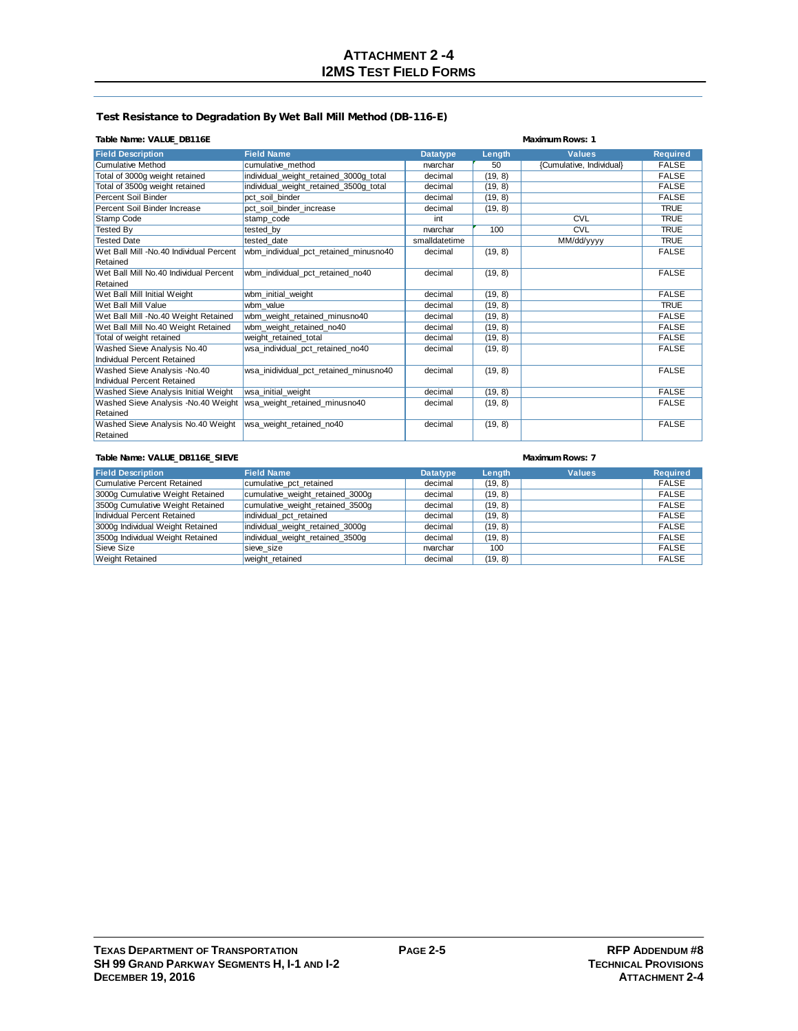# ATTACHMENT 2 -4
# I2MS TEST FIELD FORMS

### Test Resistance to Degradation By Wet Ball Mill Method (DB-116-E)

**Table Name: VALUE_DB116E** **Maximum Rows: 1**

| Field Description | Field Name | Datatype | Length | Values | Required |
|---|---|---|---|---|---|
| Cumulative Method | cumulative_method | nvarchar | 50 | {Cumulative, Individual} | FALSE |
| Total of 3000g weight retained | individual_weight_retained_3000g_total | decimal | (19, 8) | | FALSE |
| Total of 3500g weight retained | individual_weight_retained_3500g_total | decimal | (19, 8) | | FALSE |
| Percent Soil Binder | pct_soil_binder | decimal | (19, 8) | | FALSE |
| Percent Soil Binder Increase | pct_soil_binder_increase | decimal | (19, 8) | | TRUE |
| Stamp Code | stamp_code | int | | CVL | TRUE |
| Tested By | tested_by | nvarchar | 100 | CVL | TRUE |
| Tested Date | tested_date | smalldatetime | | MM/dd/yyyy | TRUE |
| Wet Ball Mill -No.40 Individual Percent Retained | wbm_individual_pct_retained_minusno40 | decimal | (19, 8) | | FALSE |
| Wet Ball Mill No.40 Individual Percent Retained | wbm_individual_pct_retained_no40 | decimal | (19, 8) | | FALSE |
| Wet Ball Mill Initial Weight | wbm_initial_weight | decimal | (19, 8) | | FALSE |
| Wet Ball Mill Value | wbm_value | decimal | (19, 8) | | TRUE |
| Wet Ball Mill -No.40 Weight Retained | wbm_weight_retained_minusno40 | decimal | (19, 8) | | FALSE |
| Wet Ball Mill No.40 Weight Retained | wbm_weight_retained_no40 | decimal | (19, 8) | | FALSE |
| Total of weight retained | weight_retained_total | decimal | (19, 8) | | FALSE |
| Washed Sieve Analysis No.40 Individual Percent Retained | wsa_individual_pct_retained_no40 | decimal | (19, 8) | | FALSE |
| Washed Sieve Analysis -No.40 Individual Percent Retained | wsa_inidividual_pct_retained_minusno40 | decimal | (19, 8) | | FALSE |
| Washed Sieve Analysis Initial Weight | wsa_initial_weight | decimal | (19, 8) | | FALSE |
| Washed Sieve Analysis -No.40 Weight Retained | wsa_weight_retained_minusno40 | decimal | (19, 8) | | FALSE |
| Washed Sieve Analysis No.40 Weight Retained | wsa_weight_retained_no40 | decimal | (19, 8) | | FALSE |

**Table Name: VALUE_DB116E_SIEVE** **Maximum Rows: 7**

| Field Description | Field Name | Datatype | Length | Values | Required |
|---|---|---|---|---|---|
| Cumulative Percent Retained | cumulative_pct_retained | decimal | (19, 8) | | FALSE |
| 3000g Cumulative Weight Retained | cumulative_weight_retained_3000g | decimal | (19, 8) | | FALSE |
| 3500g Cumulative Weight Retained | cumulative_weight_retained_3500g | decimal | (19, 8) | | FALSE |
| Individual Percent Retained | individual_pct_retained | decimal | (19, 8) | | FALSE |
| 3000g Individual Weight Retained | individual_weight_retained_3000g | decimal | (19, 8) | | FALSE |
| 3500g Individual Weight Retained | individual_weight_retained_3500g | decimal | (19, 8) | | FALSE |
| Sieve Size | sieve_size | nvarchar | 100 | | FALSE |
| Weight Retained | weight_retained | decimal | (19, 8) | | FALSE |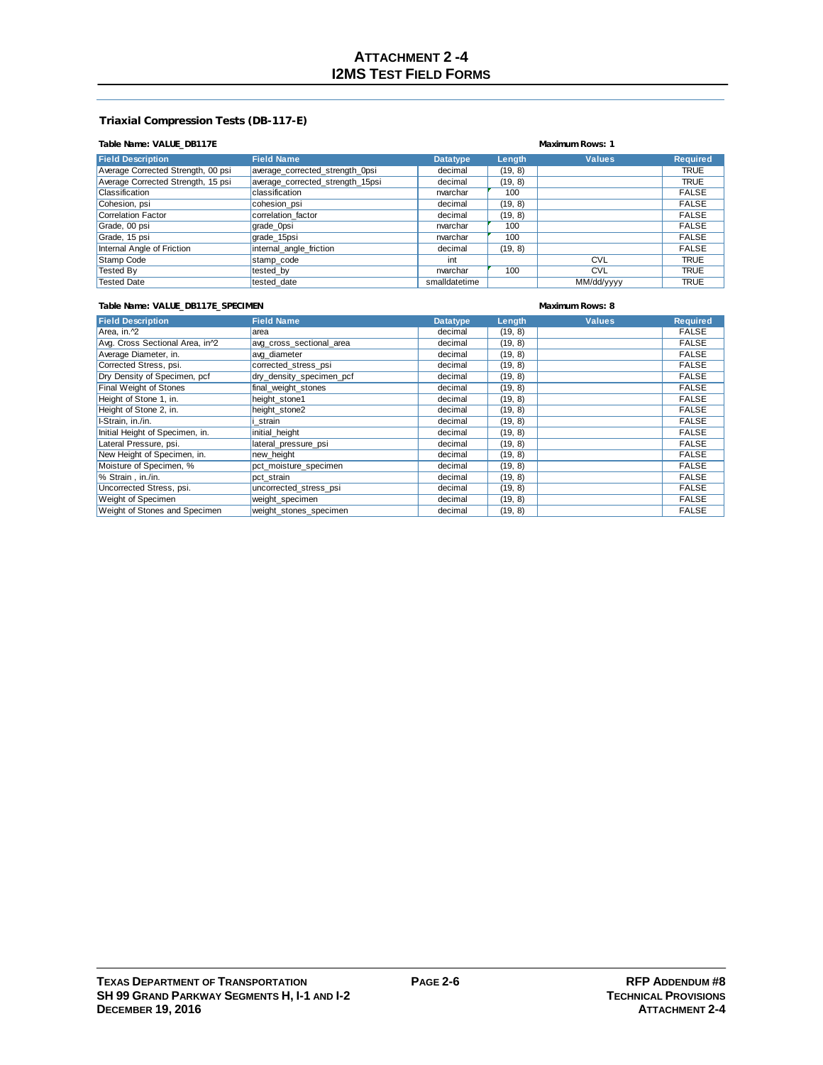# ATTACHMENT 2 -4
# I2MS TEST FIELD FORMS

### Triaxial Compression Tests (DB-117-E)

**Table Name: VALUE_DB117E** **Maximum Rows: 1**

| Field Description | Field Name | Datatype | Length | Values | Required |
|---|---|---|---|---|---|
| Average Corrected Strength, 00 psi | average_corrected_strength_0psi | decimal | (19, 8) | | TRUE |
| Average Corrected Strength, 15 psi | average_corrected_strength_15psi | decimal | (19, 8) | | TRUE |
| Classification | classification | nvarchar | 100 | | FALSE |
| Cohesion, psi | cohesion_psi | decimal | (19, 8) | | FALSE |
| Correlation Factor | correlation_factor | decimal | (19, 8) | | FALSE |
| Grade, 00 psi | grade_0psi | nvarchar | 100 | | FALSE |
| Grade, 15 psi | grade_15psi | nvarchar | 100 | | FALSE |
| Internal Angle of Friction | internal_angle_friction | decimal | (19, 8) | | FALSE |
| Stamp Code | stamp_code | int | | CVL | TRUE |
| Tested By | tested_by | nvarchar | 100 | CVL | TRUE |
| Tested Date | tested_date | smalldatetime | | MM/dd/yyyy | TRUE |

**Table Name: VALUE_DB117E_SPECIMEN** **Maximum Rows: 8**

| Field Description | Field Name | Datatype | Length | Values | Required |
|---|---|---|---|---|---|
| Area, in.^2 | area | decimal | (19, 8) | | FALSE |
| Avg. Cross Sectional Area, in^2 | avg_cross_sectional_area | decimal | (19, 8) | | FALSE |
| Average Diameter, in. | avg_diameter | decimal | (19, 8) | | FALSE |
| Corrected Stress, psi. | corrected_stress_psi | decimal | (19, 8) | | FALSE |
| Dry Density of Specimen, pcf | dry_density_specimen_pcf | decimal | (19, 8) | | FALSE |
| Final Weight of Stones | final_weight_stones | decimal | (19, 8) | | FALSE |
| Height of Stone 1, in. | height_stone1 | decimal | (19, 8) | | FALSE |
| Height of Stone 2, in. | height_stone2 | decimal | (19, 8) | | FALSE |
| I-Strain, in./in. | i_strain | decimal | (19, 8) | | FALSE |
| Initial Height of Specimen, in. | initial_height | decimal | (19, 8) | | FALSE |
| Lateral Pressure, psi. | lateral_pressure_psi | decimal | (19, 8) | | FALSE |
| New Height of Specimen, in. | new_height | decimal | (19, 8) | | FALSE |
| Moisture of Specimen, % | pct_moisture_specimen | decimal | (19, 8) | | FALSE |
| % Strain , in./in. | pct_strain | decimal | (19, 8) | | FALSE |
| Uncorrected Stress, psi. | uncorrected_stress_psi | decimal | (19, 8) | | FALSE |
| Weight of Specimen | weight_specimen | decimal | (19, 8) | | FALSE |
| Weight of Stones and Specimen | weight_stones_specimen | decimal | (19, 8) | | FALSE |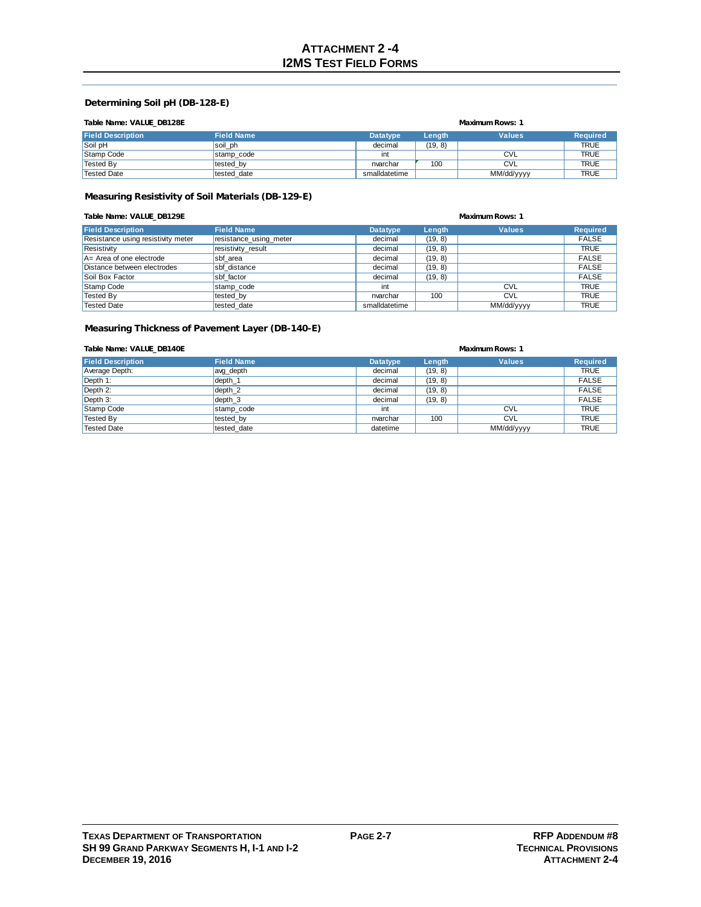# ATTACHMENT 2 -4
# I2MS TEST FIELD FORMS

### Determining Soil pH (DB-128-E)

**Table Name: VALUE_DB128E** **Maximum Rows: 1**

| Field Description | Field Name | Datatype | Length | Values | Required |
|---|---|---|---|---|---|
| Soil pH | soil_ph | decimal | (19, 8) | | TRUE |
| Stamp Code | stamp_code | int | | CVL | TRUE |
| Tested By | tested_by | nvarchar | 100 | CVL | TRUE |
| Tested Date | tested_date | smalldatetime | | MM/dd/yyyy | TRUE |

### Measuring Resistivity of Soil Materials (DB-129-E)

**Table Name: VALUE_DB129E** **Maximum Rows: 1**

| Field Description | Field Name | Datatype | Length | Values | Required |
|---|---|---|---|---|---|
| Resistance using resistivity meter | resistance_using_meter | decimal | (19, 8) | | FALSE |
| Resistivity | resistivity_result | decimal | (19, 8) | | TRUE |
| A= Area of one electrode | sbf_area | decimal | (19, 8) | | FALSE |
| Distance between electrodes | sbf_distance | decimal | (19, 8) | | FALSE |
| Soil Box Factor | sbf_factor | decimal | (19, 8) | | FALSE |
| Stamp Code | stamp_code | int | | CVL | TRUE |
| Tested By | tested_by | nvarchar | 100 | CVL | TRUE |
| Tested Date | tested_date | smalldatetime | | MM/dd/yyyy | TRUE |

### Measuring Thickness of Pavement Layer (DB-140-E)

**Table Name: VALUE_DB140E** **Maximum Rows: 1**

| Field Description | Field Name | Datatype | Length | Values | Required |
|---|---|---|---|---|---|
| Average Depth: | avg_depth | decimal | (19, 8) | | TRUE |
| Depth 1: | depth_1 | decimal | (19, 8) | | FALSE |
| Depth 2: | depth_2 | decimal | (19, 8) | | FALSE |
| Depth 3: | depth_3 | decimal | (19, 8) | | FALSE |
| Stamp Code | stamp_code | int | | CVL | TRUE |
| Tested By | tested_by | nvarchar | 100 | CVL | TRUE |
| Tested Date | tested_date | datetime | | MM/dd/yyyy | TRUE |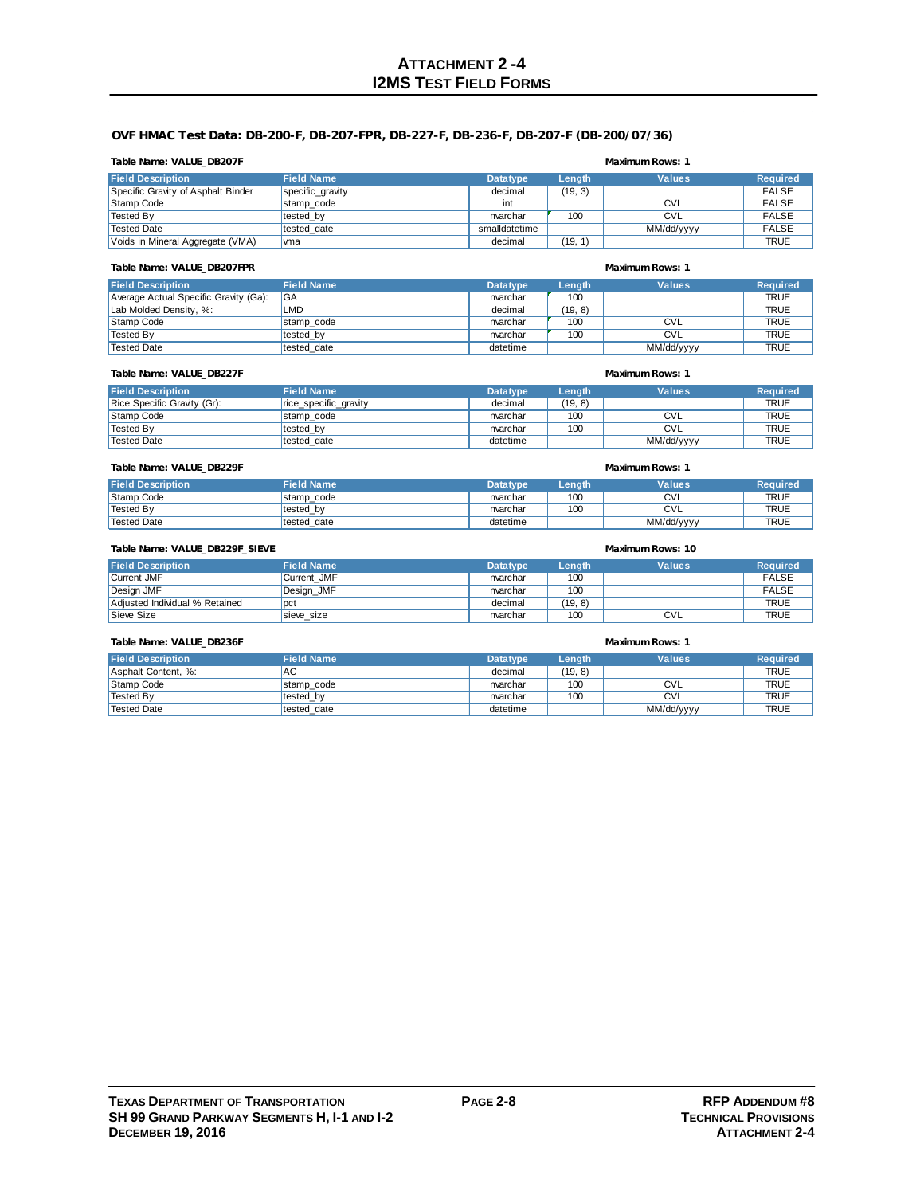# ATTACHMENT 2 -4
# I2MS TEST FIELD FORMS

### OVF HMAC Test Data: DB-200-F, DB-207-FPR, DB-227-F, DB-236-F, DB-207-F (DB-200/07/36)

**Table Name: VALUE_DB207F** **Maximum Rows: 1**

| Field Description | Field Name | Datatype | Length | Values | Required |
|---|---|---|---|---|---|
| Specific Gravity of Asphalt Binder | specific_gravity | decimal | (19, 3) | | FALSE |
| Stamp Code | stamp_code | int | | CVL | FALSE |
| Tested By | tested_by | nvarchar | 100 | CVL | FALSE |
| Tested Date | tested_date | smalldatetime | | MM/dd/yyyy | FALSE |
| Voids in Mineral Aggregate (VMA) | vma | decimal | (19, 1) | | TRUE |

**Table Name: VALUE_DB207FPR** **Maximum Rows: 1**

| Field Description | Field Name | Datatype | Length | Values | Required |
|---|---|---|---|---|---|
| Average Actual Specific Gravity (Ga): | GA | nvarchar | 100 | | TRUE |
| Lab Molded Density, %: | LMD | decimal | (19, 8) | | TRUE |
| Stamp Code | stamp_code | nvarchar | 100 | CVL | TRUE |
| Tested By | tested_by | nvarchar | 100 | CVL | TRUE |
| Tested Date | tested_date | datetime | | MM/dd/yyyy | TRUE |

**Table Name: VALUE_DB227F** **Maximum Rows: 1**

| Field Description | Field Name | Datatype | Length | Values | Required |
|---|---|---|---|---|---|
| Rice Specific Gravity (Gr): | rice_specific_gravity | decimal | (19, 8) | | TRUE |
| Stamp Code | stamp_code | nvarchar | 100 | CVL | TRUE |
| Tested By | tested_by | nvarchar | 100 | CVL | TRUE |
| Tested Date | tested_date | datetime | | MM/dd/yyyy | TRUE |

**Table Name: VALUE_DB229F** **Maximum Rows: 1**

| Field Description | Field Name | Datatype | Length | Values | Required |
|---|---|---|---|---|---|
| Stamp Code | stamp_code | nvarchar | 100 | CVL | TRUE |
| Tested By | tested_by | nvarchar | 100 | CVL | TRUE |
| Tested Date | tested_date | datetime | | MM/dd/yyyy | TRUE |

**Table Name: VALUE_DB229F_SIEVE** **Maximum Rows: 10**

| Field Description | Field Name | Datatype | Length | Values | Required |
|---|---|---|---|---|---|
| Current JMF | Current_JMF | nvarchar | 100 | | FALSE |
| Design JMF | Design_JMF | nvarchar | 100 | | FALSE |
| Adjusted Individual % Retained | pct | decimal | (19, 8) | | TRUE |
| Sieve Size | sieve_size | nvarchar | 100 | CVL | TRUE |

**Table Name: VALUE_DB236F** **Maximum Rows: 1**

| Field Description | Field Name | Datatype | Length | Values | Required |
|---|---|---|---|---|---|
| Asphalt Content, %: | AC | decimal | (19, 8) | | TRUE |
| Stamp Code | stamp_code | nvarchar | 100 | CVL | TRUE |
| Tested By | tested_by | nvarchar | 100 | CVL | TRUE |
| Tested Date | tested_date | datetime | | MM/dd/yyyy | TRUE |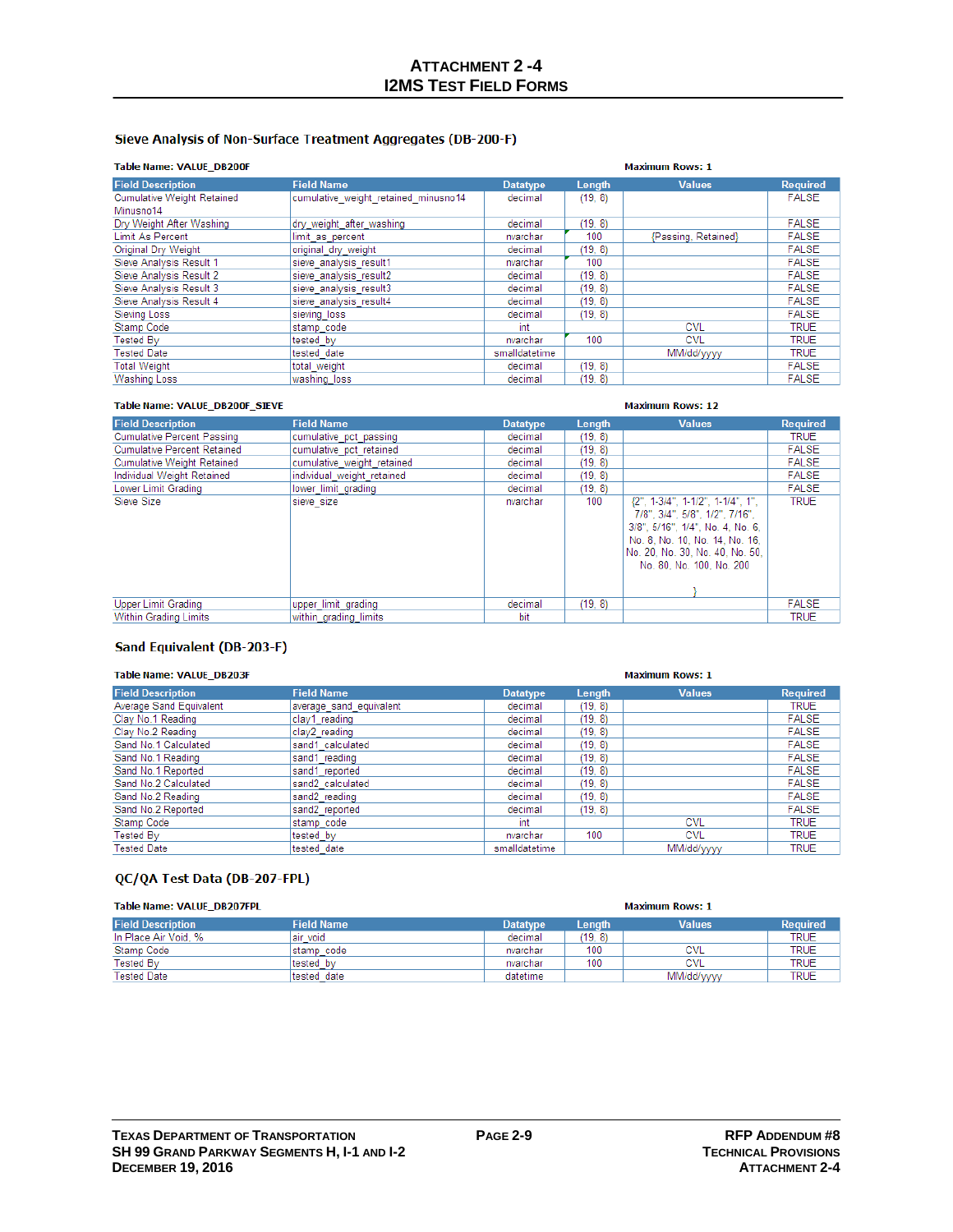# Attachment 2 -4
# I2MS Test Field Forms

## Sieve Analysis of Non-Surface Treatment Aggregates (DB-200-F)

**Table Name: VALUE_DB200F** **Maximum Rows: 1**

| Field Description | Field Name | Datatype | Length | Values | Required |
|---|---|---|---|---|---|
| Cumulative Weight Retained Minusno14 | cumulative_weight_retained_minusno14 | decimal | (19, 8) | | FALSE |
| Dry Weight After Washing | dry_weight_after_washing | decimal | (19, 8) | | FALSE |
| Limit As Percent | limit_as_percent | nvarchar | 100 | {Passing, Retained} | FALSE |
| Original Dry Weight | original_dry_weight | decimal | (19, 8) | | FALSE |
| Sieve Analysis Result 1 | sieve_analysis_result1 | nvarchar | 100 | | FALSE |
| Sieve Analysis Result 2 | sieve_analysis_result2 | decimal | (19, 8) | | FALSE |
| Sieve Analysis Result 3 | sieve_analysis_result3 | decimal | (19, 8) | | FALSE |
| Sieve Analysis Result 4 | sieve_analysis_result4 | decimal | (19, 8) | | FALSE |
| Sieving Loss | sieving_loss | decimal | (19, 8) | | FALSE |
| Stamp Code | stamp_code | int | | CVL | TRUE |
| Tested By | tested_by | nvarchar | 100 | CVL | TRUE |
| Tested Date | tested_date | smalldatetime | | MM/dd/yyyy | TRUE |
| Total Weight | total_weight | decimal | (19, 8) | | FALSE |
| Washing Loss | washing_loss | decimal | (19, 8) | | FALSE |

**Table Name: VALUE_DB200F_SIEVE** **Maximum Rows: 12**

| Field Description | Field Name | Datatype | Length | Values | Required |
|---|---|---|---|---|---|
| Cumulative Percent Passing | cumulative_pct_passing | decimal | (19, 8) | | TRUE |
| Cumulative Percent Retained | cumulative_pct_retained | decimal | (19, 8) | | FALSE |
| Cumulative Weight Retained | cumulative_weight_retained | decimal | (19, 8) | | FALSE |
| Individual Weight Retained | individual_weight_retained | decimal | (19, 8) | | FALSE |
| Lower Limit Grading | lower_limit_grading | decimal | (19, 8) | | FALSE |
| Sieve Size | sieve_size | nvarchar | 100 | {2", 1-3/4", 1-1/2", 1-1/4", 1", 7/8", 3/4", 5/8", 1/2", 7/16", 3/8", 5/16", 1/4", No. 4, No. 6, No. 8, No. 10, No. 14, No. 16, No. 20, No. 30, No. 40, No. 50, No. 80, No. 100, No. 200 } | TRUE |
| Upper Limit Grading | upper_limit_grading | decimal | (19, 8) | | FALSE |
| Within Grading Limits | within_grading_limits | bit | | | TRUE |

## Sand Equivalent (DB-203-F)

**Table Name: VALUE_DB203F** **Maximum Rows: 1**

| Field Description | Field Name | Datatype | Length | Values | Required |
|---|---|---|---|---|---|
| Average Sand Equivalent | average_sand_equivalent | decimal | (19, 8) | | TRUE |
| Clay No.1 Reading | clay1_reading | decimal | (19, 8) | | FALSE |
| Clay No.2 Reading | clay2_reading | decimal | (19, 8) | | FALSE |
| Sand No.1 Calculated | sand1_calculated | decimal | (19, 8) | | FALSE |
| Sand No.1 Reading | sand1_reading | decimal | (19, 8) | | FALSE |
| Sand No.1 Reported | sand1_reported | decimal | (19, 8) | | FALSE |
| Sand No.2 Calculated | sand2_calculated | decimal | (19, 8) | | FALSE |
| Sand No.2 Reading | sand2_reading | decimal | (19, 8) | | FALSE |
| Sand No.2 Reported | sand2_reported | decimal | (19, 8) | | FALSE |
| Stamp Code | stamp_code | int | | CVL | TRUE |
| Tested By | tested_by | nvarchar | 100 | CVL | TRUE |
| Tested Date | tested_date | smalldatetime | | MM/dd/yyyy | TRUE |

## QC/QA Test Data (DB-207-FPL)

**Table Name: VALUE_DB207FPL** **Maximum Rows: 1**

| Field Description | Field Name | Datatype | Length | Values | Required |
|---|---|---|---|---|---|
| In Place Air Void, % | air_void | decimal | (19, 8) | | TRUE |
| Stamp Code | stamp_code | nvarchar | 100 | CVL | TRUE |
| Tested By | tested_by | nvarchar | 100 | CVL | TRUE |
| Tested Date | tested_date | datetime | | MM/dd/yyyy | TRUE |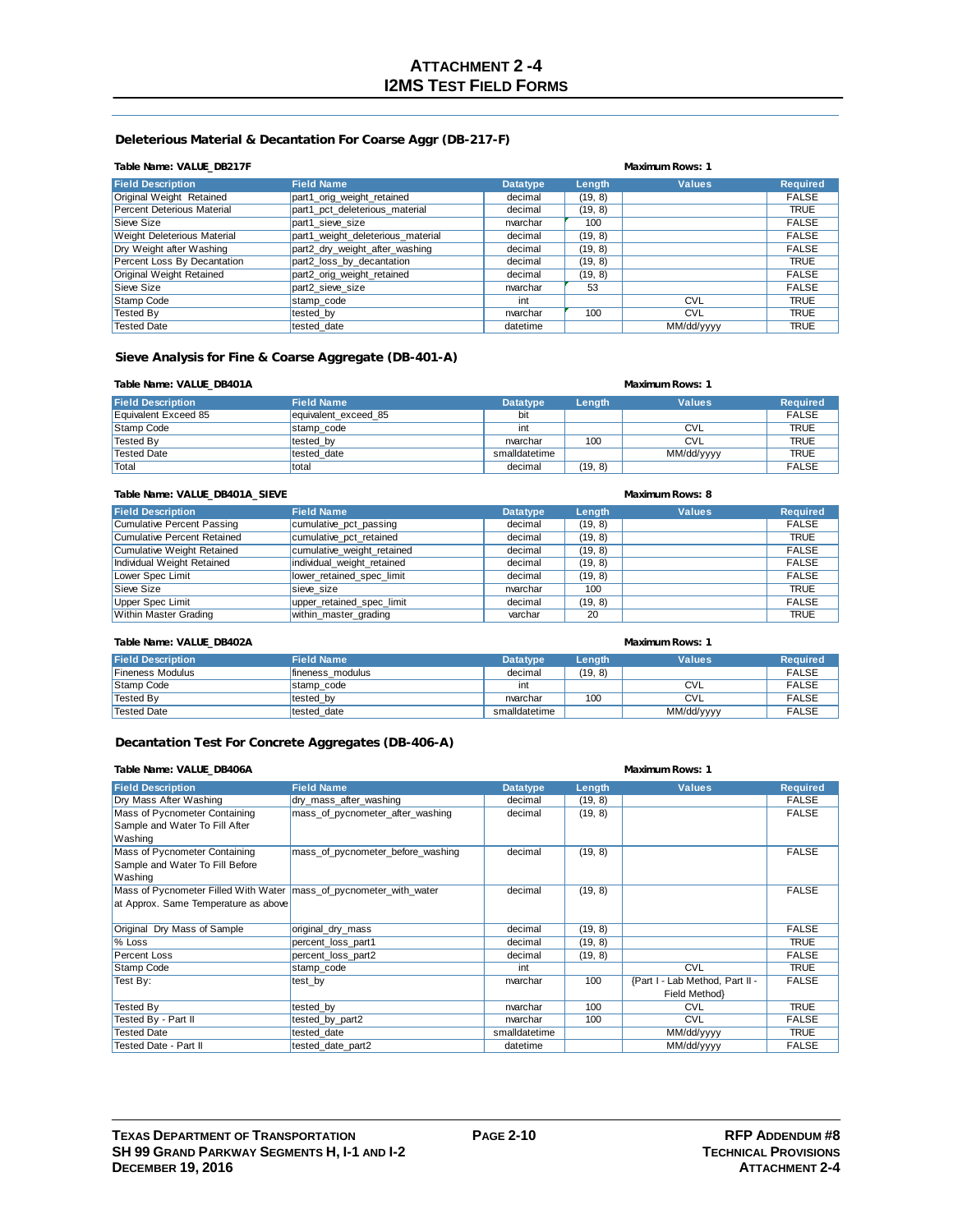# ATTACHMENT 2 -4
# I2MS TEST FIELD FORMS

## Deleterious Material & Decantation For Coarse Aggr (DB-217-F)

**Table Name: VALUE_DB217F** **Maximum Rows: 1**

| Field Description | Field Name | Datatype | Length | Values | Required |
|---|---|---|---|---|---|
| Original Weight Retained | part1_orig_weight_retained | decimal | (19, 8) | | FALSE |
| Percent Deterious Material | part1_pct_deleterious_material | decimal | (19, 8) | | TRUE |
| Sieve Size | part1_sieve_size | nvarchar | 100 | | FALSE |
| Weight Deleterious Material | part1_weight_deleterious_material | decimal | (19, 8) | | FALSE |
| Dry Weight after Washing | part2_dry_weight_after_washing | decimal | (19, 8) | | FALSE |
| Percent Loss By Decantation | part2_loss_by_decantation | decimal | (19, 8) | | TRUE |
| Original Weight Retained | part2_orig_weight_retained | decimal | (19, 8) | | FALSE |
| Sieve Size | part2_sieve_size | nvarchar | 53 | | FALSE |
| Stamp Code | stamp_code | int | | CVL | TRUE |
| Tested By | tested_by | nvarchar | 100 | CVL | TRUE |
| Tested Date | tested_date | datetime | | MM/dd/yyyy | TRUE |

## Sieve Analysis for Fine & Coarse Aggregate (DB-401-A)

**Table Name: VALUE_DB401A** **Maximum Rows: 1**

| Field Description | Field Name | Datatype | Length | Values | Required |
|---|---|---|---|---|---|
| Equivalent Exceed 85 | equivalent_exceed_85 | bit | | | FALSE |
| Stamp Code | stamp_code | int | | CVL | TRUE |
| Tested By | tested_by | nvarchar | 100 | CVL | TRUE |
| Tested Date | tested_date | smalldatetime | | MM/dd/yyyy | TRUE |
| Total | total | decimal | (19, 8) | | FALSE |

**Table Name: VALUE_DB401A_SIEVE** **Maximum Rows: 8**

| Field Description | Field Name | Datatype | Length | Values | Required |
|---|---|---|---|---|---|
| Cumulative Percent Passing | cumulative_pct_passing | decimal | (19, 8) | | FALSE |
| Cumulative Percent Retained | cumulative_pct_retained | decimal | (19, 8) | | TRUE |
| Cumulative Weight Retained | cumulative_weight_retained | decimal | (19, 8) | | FALSE |
| Individual Weight Retained | individual_weight_retained | decimal | (19, 8) | | FALSE |
| Lower Spec Limit | lower_retained_spec_limit | decimal | (19, 8) | | FALSE |
| Sieve Size | sieve_size | nvarchar | 100 | | TRUE |
| Upper Spec Limit | upper_retained_spec_limit | decimal | (19, 8) | | FALSE |
| Within Master Grading | within_master_grading | varchar | 20 | | TRUE |

**Table Name: VALUE_DB402A** **Maximum Rows: 1**

| Field Description | Field Name | Datatype | Length | Values | Required |
|---|---|---|---|---|---|
| Fineness Modulus | fineness_modulus | decimal | (19, 8) | | FALSE |
| Stamp Code | stamp_code | int | | CVL | FALSE |
| Tested By | tested_by | nvarchar | 100 | CVL | FALSE |
| Tested Date | tested_date | smalldatetime | | MM/dd/yyyy | FALSE |

## Decantation Test For Concrete Aggregates (DB-406-A)

**Table Name: VALUE_DB406A** **Maximum Rows: 1**

| Field Description | Field Name | Datatype | Length | Values | Required |
|---|---|---|---|---|---|
| Dry Mass After Washing | dry_mass_after_washing | decimal | (19, 8) | | FALSE |
| Mass of Pycnometer Containing Sample and Water To Fill After Washing | mass_of_pycnometer_after_washing | decimal | (19, 8) | | FALSE |
| Mass of Pycnometer Containing Sample and Water To Fill Before Washing | mass_of_pycnometer_before_washing | decimal | (19, 8) | | FALSE |
| Mass of Pycnometer Filled With Water at Approx. Same Temperature as above | mass_of_pycnometer_with_water | decimal | (19, 8) | | FALSE |
| Original Dry Mass of Sample | original_dry_mass | decimal | (19, 8) | | FALSE |
| % Loss | percent_loss_part1 | decimal | (19, 8) | | TRUE |
| Percent Loss | percent_loss_part2 | decimal | (19, 8) | | FALSE |
| Stamp Code | stamp_code | int | | CVL | TRUE |
| Test By: | test_by | nvarchar | 100 | {Part I - Lab Method, Part II - Field Method} | FALSE |
| Tested By | tested_by | nvarchar | 100 | CVL | TRUE |
| Tested By - Part II | tested_by_part2 | nvarchar | 100 | CVL | FALSE |
| Tested Date | tested_date | smalldatetime | | MM/dd/yyyy | TRUE |
| Tested Date - Part II | tested_date_part2 | datetime | | MM/dd/yyyy | FALSE |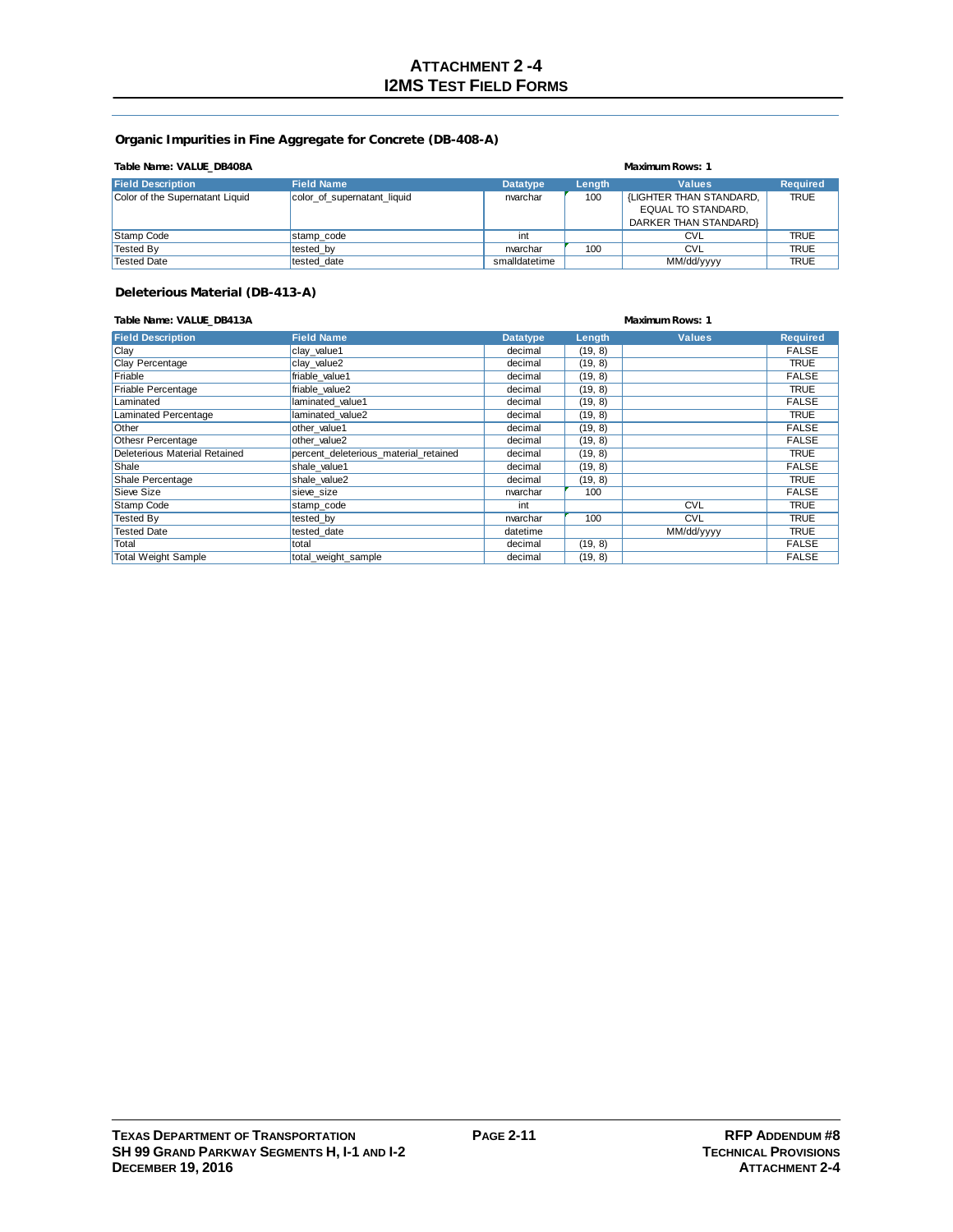# ATTACHMENT 2 -4
# I2MS TEST FIELD FORMS

### Organic Impurities in Fine Aggregate for Concrete (DB-408-A)

**Table Name: VALUE_DB408A** **Maximum Rows: 1**

| Field Description | Field Name | Datatype | Length | Values | Required |
|---|---|---|---|---|---|
| Color of the Supernatant Liquid | color_of_supernatant_liquid | nvarchar | 100 | {LIGHTER THAN STANDARD, EQUAL TO STANDARD, DARKER THAN STANDARD} | TRUE |
| Stamp Code | stamp_code | int | | CVL | TRUE |
| Tested By | tested_by | nvarchar | 100 | CVL | TRUE |
| Tested Date | tested_date | smalldatetime | | MM/dd/yyyy | TRUE |

### Deleterious Material (DB-413-A)

**Table Name: VALUE_DB413A** **Maximum Rows: 1**

| Field Description | Field Name | Datatype | Length | Values | Required |
|---|---|---|---|---|---|
| Clay | clay_value1 | decimal | (19, 8) | | FALSE |
| Clay Percentage | clay_value2 | decimal | (19, 8) | | TRUE |
| Friable | friable_value1 | decimal | (19, 8) | | FALSE |
| Friable Percentage | friable_value2 | decimal | (19, 8) | | TRUE |
| Laminated | laminated_value1 | decimal | (19, 8) | | FALSE |
| Laminated Percentage | laminated_value2 | decimal | (19, 8) | | TRUE |
| Other | other_value1 | decimal | (19, 8) | | FALSE |
| Othesr Percentage | other_value2 | decimal | (19, 8) | | FALSE |
| Deleterious Material Retained | percent_deleterious_material_retained | decimal | (19, 8) | | TRUE |
| Shale | shale_value1 | decimal | (19, 8) | | FALSE |
| Shale Percentage | shale_value2 | decimal | (19, 8) | | TRUE |
| Sieve Size | sieve_size | nvarchar | 100 | | FALSE |
| Stamp Code | stamp_code | int | | CVL | TRUE |
| Tested By | tested_by | nvarchar | 100 | CVL | TRUE |
| Tested Date | tested_date | datetime | | MM/dd/yyyy | TRUE |
| Total | total | decimal | (19, 8) | | FALSE |
| Total Weight Sample | total_weight_sample | decimal | (19, 8) | | FALSE |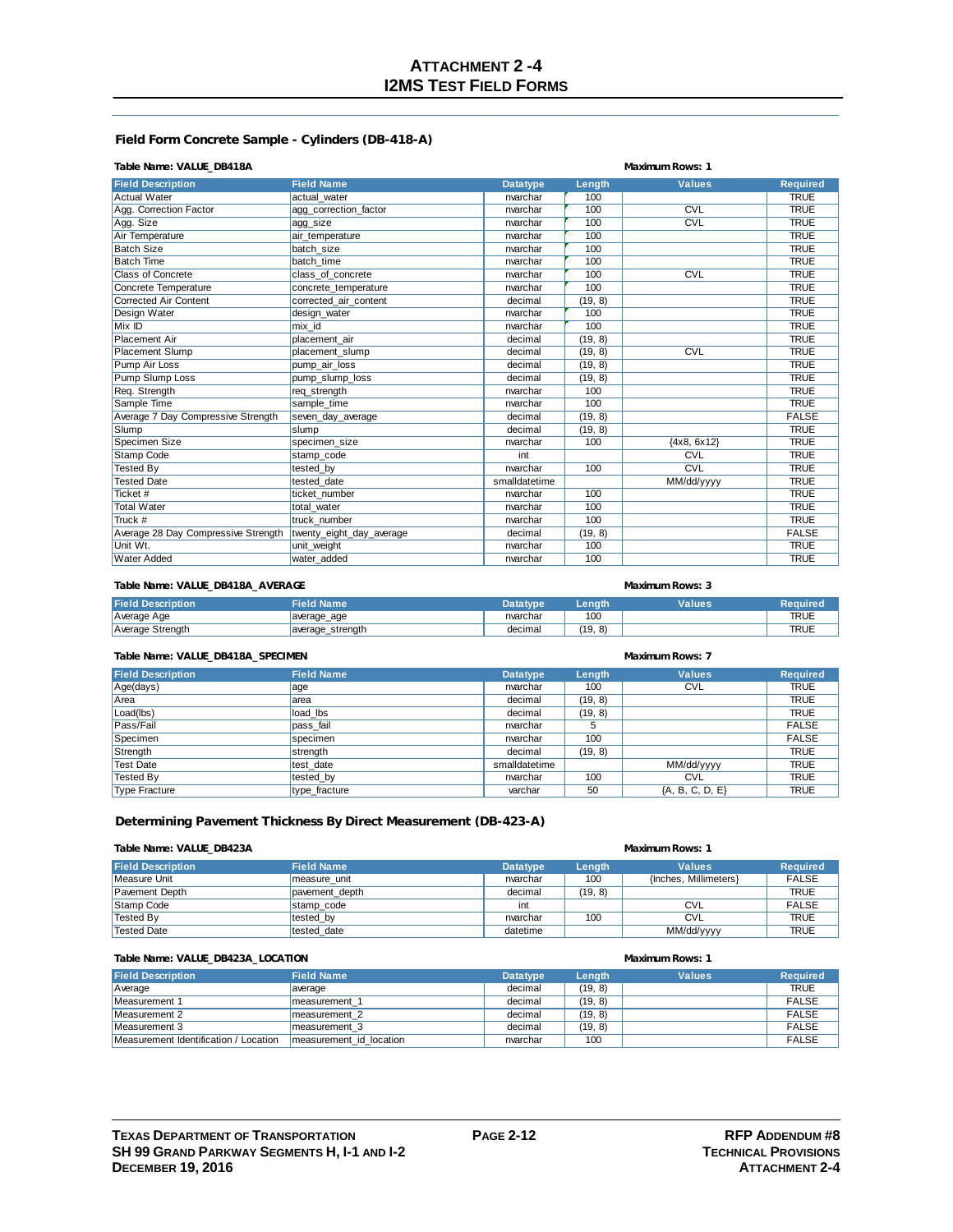# Attachment 2 -4
# I2MS Test Field Forms

### Field Form Concrete Sample - Cylinders (DB-418-A)

**Table Name: VALUE_DB418A** **Maximum Rows: 1**

| Field Description | Field Name | Datatype | Length | Values | Required |
|---|---|---|---|---|---|
| Actual Water | actual_water | nvarchar | 100 | | TRUE |
| Agg. Correction Factor | agg_correction_factor | nvarchar | 100 | CVL | TRUE |
| Agg. Size | agg_size | nvarchar | 100 | CVL | TRUE |
| Air Temperature | air_temperature | nvarchar | 100 | | TRUE |
| Batch Size | batch_size | nvarchar | 100 | | TRUE |
| Batch Time | batch_time | nvarchar | 100 | | TRUE |
| Class of Concrete | class_of_concrete | nvarchar | 100 | CVL | TRUE |
| Concrete Temperature | concrete_temperature | nvarchar | 100 | | TRUE |
| Corrected Air Content | corrected_air_content | decimal | (19, 8) | | TRUE |
| Design Water | design_water | nvarchar | 100 | | TRUE |
| Mix ID | mix_id | nvarchar | 100 | | TRUE |
| Placement Air | placement_air | decimal | (19, 8) | | TRUE |
| Placement Slump | placement_slump | decimal | (19, 8) | CVL | TRUE |
| Pump Air Loss | pump_air_loss | decimal | (19, 8) | | TRUE |
| Pump Slump Loss | pump_slump_loss | decimal | (19, 8) | | TRUE |
| Req. Strength | req_strength | nvarchar | 100 | | TRUE |
| Sample Time | sample_time | nvarchar | 100 | | TRUE |
| Average 7 Day Compressive Strength | seven_day_average | decimal | (19, 8) | | FALSE |
| Slump | slump | decimal | (19, 8) | | TRUE |
| Specimen Size | specimen_size | nvarchar | 100 | {4x8, 6x12} | TRUE |
| Stamp Code | stamp_code | int | | CVL | TRUE |
| Tested By | tested_by | nvarchar | 100 | CVL | TRUE |
| Tested Date | tested_date | smalldatetime | | MM/dd/yyyy | TRUE |
| Ticket # | ticket_number | nvarchar | 100 | | TRUE |
| Total Water | total_water | nvarchar | 100 | | TRUE |
| Truck # | truck_number | nvarchar | 100 | | TRUE |
| Average 28 Day Compressive Strength | twenty_eight_day_average | decimal | (19, 8) | | FALSE |
| Unit Wt. | unit_weight | nvarchar | 100 | | TRUE |
| Water Added | water_added | nvarchar | 100 | | TRUE |

**Table Name: VALUE_DB418A_AVERAGE** **Maximum Rows: 3**

| Field Description | Field Name | Datatype | Length | Values | Required |
|---|---|---|---|---|---|
| Average Age | average_age | nvarchar | 100 | | TRUE |
| Average Strength | average_strength | decimal | (19, 8) | | TRUE |

**Table Name: VALUE_DB418A_SPECIMEN** **Maximum Rows: 7**

| Field Description | Field Name | Datatype | Length | Values | Required |
|---|---|---|---|---|---|
| Age(days) | age | nvarchar | 100 | CVL | TRUE |
| Area | area | decimal | (19, 8) | | TRUE |
| Load(lbs) | load_lbs | decimal | (19, 8) | | TRUE |
| Pass/Fail | pass_fail | nvarchar | 5 | | FALSE |
| Specimen | specimen | nvarchar | 100 | | FALSE |
| Strength | strength | decimal | (19, 8) | | TRUE |
| Test Date | test_date | smalldatetime | | MM/dd/yyyy | TRUE |
| Tested By | tested_by | nvarchar | 100 | CVL | TRUE |
| Type Fracture | type_fracture | varchar | 50 | {A, B, C, D, E} | TRUE |

### Determining Pavement Thickness By Direct Measurement (DB-423-A)

**Table Name: VALUE_DB423A** **Maximum Rows: 1**

| Field Description | Field Name | Datatype | Length | Values | Required |
|---|---|---|---|---|---|
| Measure Unit | measure_unit | nvarchar | 100 | {Inches, Millimeters} | FALSE |
| Pavement Depth | pavement_depth | decimal | (19, 8) | | TRUE |
| Stamp Code | stamp_code | int | | CVL | FALSE |
| Tested By | tested_by | nvarchar | 100 | CVL | TRUE |
| Tested Date | tested_date | datetime | | MM/dd/yyyy | TRUE |

**Table Name: VALUE_DB423A_LOCATION** **Maximum Rows: 1**

| Field Description | Field Name | Datatype | Length | Values | Required |
|---|---|---|---|---|---|
| Average | average | decimal | (19, 8) | | TRUE |
| Measurement 1 | measurement_1 | decimal | (19, 8) | | FALSE |
| Measurement 2 | measurement_2 | decimal | (19, 8) | | FALSE |
| Measurement 3 | measurement_3 | decimal | (19, 8) | | FALSE |
| Measurement Identification / Location | measurement_id_location | nvarchar | 100 | | FALSE |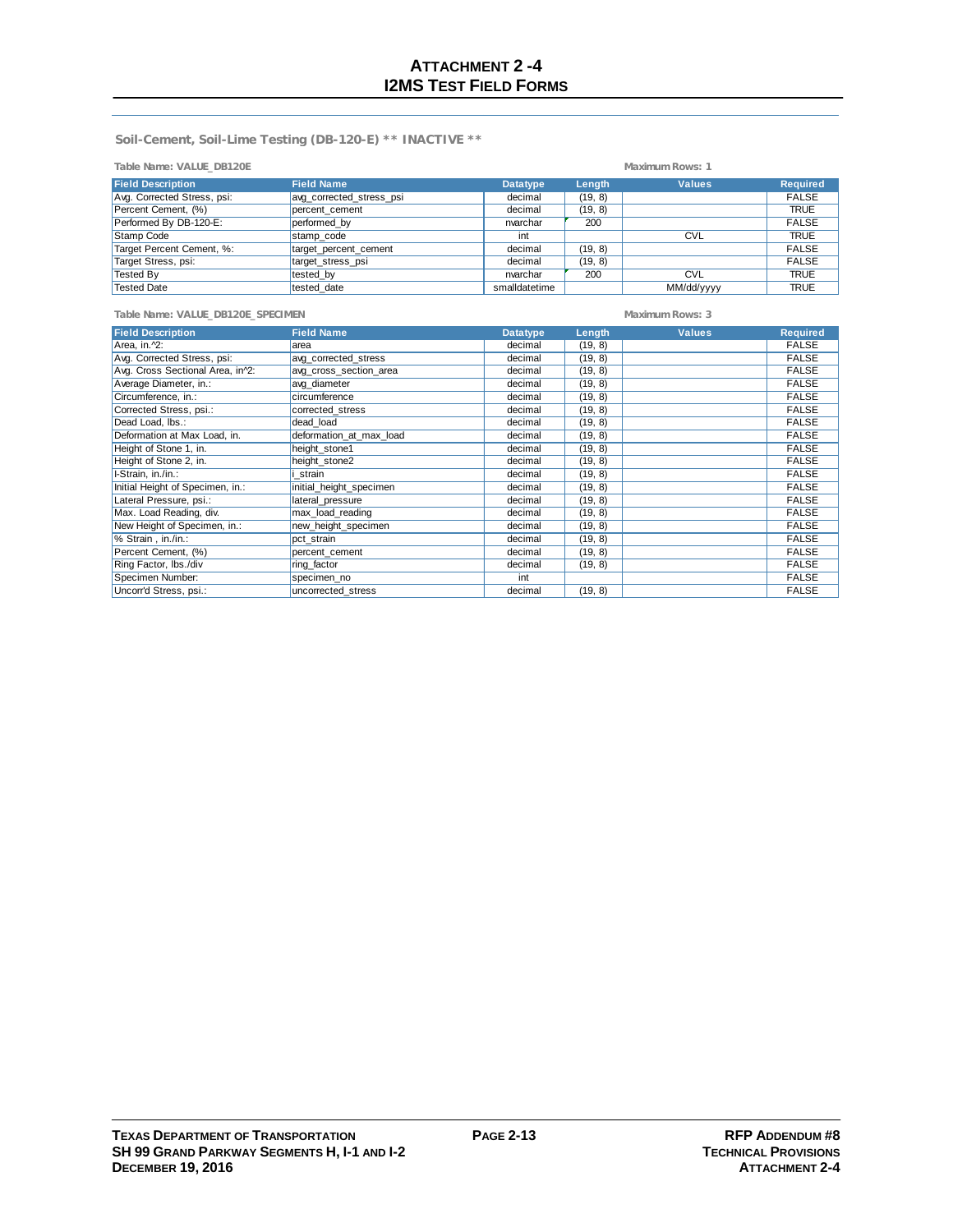# ATTACHMENT 2 -4
# I2MS TEST FIELD FORMS

## Soil-Cement, Soil-Lime Testing (DB-120-E) ** INACTIVE **

Table Name: VALUE_DB120E

Maximum Rows: 1

| Field Description | Field Name | Datatype | Length | Values | Required |
|---|---|---|---|---|---|
| Avg. Corrected Stress, psi: | avg_corrected_stress_psi | decimal | (19, 8) | | FALSE |
| Percent Cement, (%) | percent_cement | decimal | (19, 8) | | TRUE |
| Performed By DB-120-E: | performed_by | nvarchar | 200 | | FALSE |
| Stamp Code | stamp_code | int | | CVL | TRUE |
| Target Percent Cement, %: | target_percent_cement | decimal | (19, 8) | | FALSE |
| Target Stress, psi: | target_stress_psi | decimal | (19, 8) | | FALSE |
| Tested By | tested_by | nvarchar | 200 | CVL | TRUE |
| Tested Date | tested_date | smalldatetime | | MM/dd/yyyy | TRUE |

Table Name: VALUE_DB120E_SPECIMEN

Maximum Rows: 3

| Field Description | Field Name | Datatype | Length | Values | Required |
|---|---|---|---|---|---|
| Area, in.^2: | area | decimal | (19, 8) | | FALSE |
| Avg. Corrected Stress, psi: | avg_corrected_stress | decimal | (19, 8) | | FALSE |
| Avg. Cross Sectional Area, in^2: | avg_cross_section_area | decimal | (19, 8) | | FALSE |
| Average Diameter, in.: | avg_diameter | decimal | (19, 8) | | FALSE |
| Circumference, in.: | circumference | decimal | (19, 8) | | FALSE |
| Corrected Stress, psi.: | corrected_stress | decimal | (19, 8) | | FALSE |
| Dead Load, lbs.: | dead_load | decimal | (19, 8) | | FALSE |
| Deformation at Max Load, in. | deformation_at_max_load | decimal | (19, 8) | | FALSE |
| Height of Stone 1, in. | height_stone1 | decimal | (19, 8) | | FALSE |
| Height of Stone 2, in. | height_stone2 | decimal | (19, 8) | | FALSE |
| I-Strain, in./in.: | i_strain | decimal | (19, 8) | | FALSE |
| Initial Height of Specimen, in.: | initial_height_specimen | decimal | (19, 8) | | FALSE |
| Lateral Pressure, psi.: | lateral_pressure | decimal | (19, 8) | | FALSE |
| Max. Load Reading, div. | max_load_reading | decimal | (19, 8) | | FALSE |
| New Height of Specimen, in.: | new_height_specimen | decimal | (19, 8) | | FALSE |
| % Strain , in./in.: | pct_strain | decimal | (19, 8) | | FALSE |
| Percent Cement, (%) | percent_cement | decimal | (19, 8) | | FALSE |
| Ring Factor, lbs./div | ring_factor | decimal | (19, 8) | | FALSE |
| Specimen Number: | specimen_no | int | | | FALSE |
| Uncorr'd Stress, psi.: | uncorrected_stress | decimal | (19, 8) | | FALSE |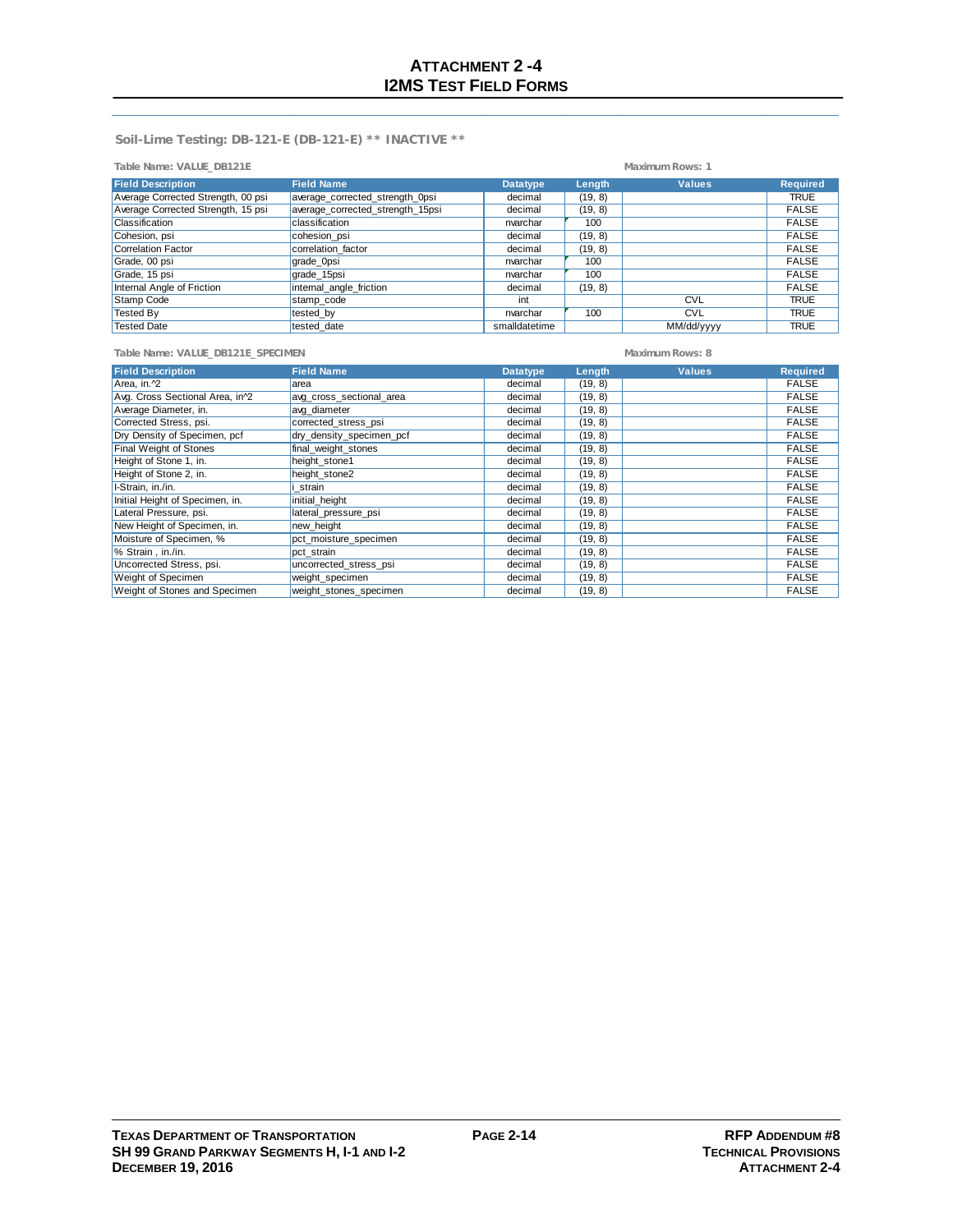# ATTACHMENT 2 -4
# I2MS TEST FIELD FORMS

## Soil-Lime Testing: DB-121-E (DB-121-E) ** INACTIVE **

**Table Name: VALUE_DB121E** — **Maximum Rows: 1**

| Field Description | Field Name | Datatype | Length | Values | Required |
|---|---|---|---|---|---|
| Average Corrected Strength, 00 psi | average_corrected_strength_0psi | decimal | (19, 8) | | TRUE |
| Average Corrected Strength, 15 psi | average_corrected_strength_15psi | decimal | (19, 8) | | FALSE |
| Classification | classification | nvarchar | 100 | | FALSE |
| Cohesion, psi | cohesion_psi | decimal | (19, 8) | | FALSE |
| Correlation Factor | correlation_factor | decimal | (19, 8) | | FALSE |
| Grade, 00 psi | grade_0psi | nvarchar | 100 | | FALSE |
| Grade, 15 psi | grade_15psi | nvarchar | 100 | | FALSE |
| Internal Angle of Friction | internal_angle_friction | decimal | (19, 8) | | FALSE |
| Stamp Code | stamp_code | int | | CVL | TRUE |
| Tested By | tested_by | nvarchar | 100 | CVL | TRUE |
| Tested Date | tested_date | smalldatetime | | MM/dd/yyyy | TRUE |

**Table Name: VALUE_DB121E_SPECIMEN** — **Maximum Rows: 8**

| Field Description | Field Name | Datatype | Length | Values | Required |
|---|---|---|---|---|---|
| Area, in.^2 | area | decimal | (19, 8) | | FALSE |
| Avg. Cross Sectional Area, in^2 | avg_cross_sectional_area | decimal | (19, 8) | | FALSE |
| Average Diameter, in. | avg_diameter | decimal | (19, 8) | | FALSE |
| Corrected Stress, psi. | corrected_stress_psi | decimal | (19, 8) | | FALSE |
| Dry Density of Specimen, pcf | dry_density_specimen_pcf | decimal | (19, 8) | | FALSE |
| Final Weight of Stones | final_weight_stones | decimal | (19, 8) | | FALSE |
| Height of Stone 1, in. | height_stone1 | decimal | (19, 8) | | FALSE |
| Height of Stone 2, in. | height_stone2 | decimal | (19, 8) | | FALSE |
| I-Strain, in./in. | i_strain | decimal | (19, 8) | | FALSE |
| Initial Height of Specimen, in. | initial_height | decimal | (19, 8) | | FALSE |
| Lateral Pressure, psi. | lateral_pressure_psi | decimal | (19, 8) | | FALSE |
| New Height of Specimen, in. | new_height | decimal | (19, 8) | | FALSE |
| Moisture of Specimen, % | pct_moisture_specimen | decimal | (19, 8) | | FALSE |
| % Strain , in./in. | pct_strain | decimal | (19, 8) | | FALSE |
| Uncorrected Stress, psi. | uncorrected_stress_psi | decimal | (19, 8) | | FALSE |
| Weight of Specimen | weight_specimen | decimal | (19, 8) | | FALSE |
| Weight of Stones and Specimen | weight_stones_specimen | decimal | (19, 8) | | FALSE |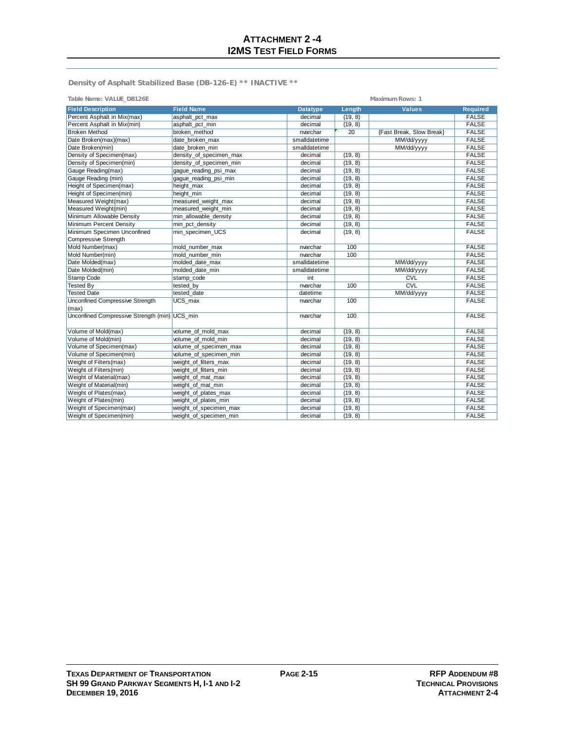# ATTACHMENT 2-4
# I2MS TEST FIELD FORMS

### Density of Asphalt Stabilized Base (DB-126-E) ** INACTIVE **

Table Name: VALUE_DB126E

Maximum Rows: 1

| Field Description | Field Name | Datatype | Length | Values | Required |
|---|---|---|---|---|---|
| Percent Asphalt in Mix(max) | asphalt_pct_max | decimal | (19, 8) | | FALSE |
| Percent Asphalt in Mix(min) | asphalt_pct_min | decimal | (19, 8) | | FALSE |
| Broken Method | broken_method | nvarchar | 20 | {Fast Break, Slow Break} | FALSE |
| Date Broken(max)(max) | date_broken_max | smalldatetime | | MM/dd/yyyy | FALSE |
| Date Broken(min) | date_broken_min | smalldatetime | | MM/dd/yyyy | FALSE |
| Density of Specimen(max) | density_of_specimen_max | decimal | (19, 8) | | FALSE |
| Density of Specimen(min) | density_of_specimen_min | decimal | (19, 8) | | FALSE |
| Gauge Reading(max) | gague_reading_psi_max | decimal | (19, 8) | | FALSE |
| Gauge Reading (min) | gague_reading_psi_min | decimal | (19, 8) | | FALSE |
| Height of Specimen(max) | height_max | decimal | (19, 8) | | FALSE |
| Height of Specimen(min) | height_min | decimal | (19, 8) | | FALSE |
| Measured Weight(max) | measured_weight_max | decimal | (19, 8) | | FALSE |
| Measured Weight(min) | measured_weight_min | decimal | (19, 8) | | FALSE |
| Minimum Allowable Density | min_allowable_density | decimal | (19, 8) | | FALSE |
| Minimum Percent Density | min_pct_density | decimal | (19, 8) | | FALSE |
| Minimum Specimen Unconfined Compressive Strength | min_specimen_UCS | decimal | (19, 8) | | FALSE |
| Mold Number(max) | mold_number_max | nvarchar | 100 | | FALSE |
| Mold Number(min) | mold_number_min | nvarchar | 100 | | FALSE |
| Date Molded(max) | molded_date_max | smalldatetime | | MM/dd/yyyy | FALSE |
| Date Molded(min) | molded_date_min | smalldatetime | | MM/dd/yyyy | FALSE |
| Stamp Code | stamp_code | int | | CVL | FALSE |
| Tested By | tested_by | nvarchar | 100 | CVL | FALSE |
| Tested Date | tested_date | datetime | | MM/dd/yyyy | FALSE |
| Unconfined Compressive Strength (max) | UCS_max | nvarchar | 100 | | FALSE |
| Unconfined Compressive Strength (min) | UCS_min | nvarchar | 100 | | FALSE |
| Volume of Mold(max) | volume_of_mold_max | decimal | (19, 8) | | FALSE |
| Volume of Mold(min) | volume_of_mold_min | decimal | (19, 8) | | FALSE |
| Volume of Specimen(max) | volume_of_specimen_max | decimal | (19, 8) | | FALSE |
| Volume of Specimen(min) | volume_of_specimen_min | decimal | (19, 8) | | FALSE |
| Weight of Filters(max) | weight_of_filters_max | decimal | (19, 8) | | FALSE |
| Weight of Filters(min) | weight_of_filters_min | decimal | (19, 8) | | FALSE |
| Weight of Material(max) | weight_of_mat_max | decimal | (19, 8) | | FALSE |
| Weight of Material(min) | weight_of_mat_min | decimal | (19, 8) | | FALSE |
| Weight of Plates(max) | weight_of_plates_max | decimal | (19, 8) | | FALSE |
| Weight of Plates(min) | weight_of_plates_min | decimal | (19, 8) | | FALSE |
| Weight of Specimen(max) | weight_of_specimen_max | decimal | (19, 8) | | FALSE |
| Weight of Specimen(min) | weight_of_specimen_min | decimal | (19, 8) | | FALSE |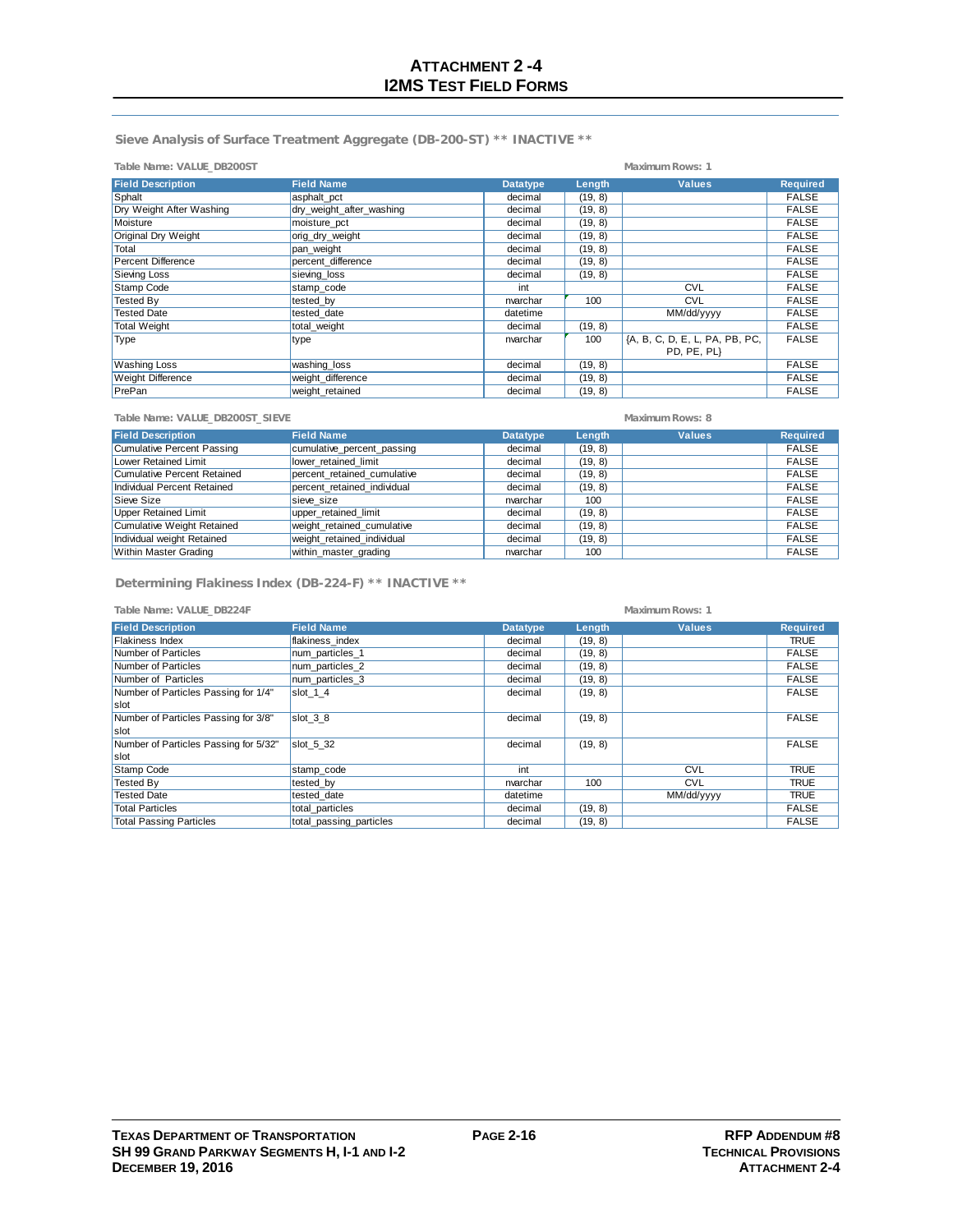# Attachment 2 -4
# I2MS Test Field Forms

## Sieve Analysis of Surface Treatment Aggregate (DB-200-ST) ** INACTIVE **

**Table Name: VALUE_DB200ST** — **Maximum Rows: 1**

| Field Description | Field Name | Datatype | Length | Values | Required |
|---|---|---|---|---|---|
| Sphalt | asphalt_pct | decimal | (19, 8) | | FALSE |
| Dry Weight After Washing | dry_weight_after_washing | decimal | (19, 8) | | FALSE |
| Moisture | moisture_pct | decimal | (19, 8) | | FALSE |
| Original Dry Weight | orig_dry_weight | decimal | (19, 8) | | FALSE |
| Total | pan_weight | decimal | (19, 8) | | FALSE |
| Percent Difference | percent_difference | decimal | (19, 8) | | FALSE |
| Sieving Loss | sieving_loss | decimal | (19, 8) | | FALSE |
| Stamp Code | stamp_code | int | | CVL | FALSE |
| Tested By | tested_by | nvarchar | 100 | CVL | FALSE |
| Tested Date | tested_date | datetime | | MM/dd/yyyy | FALSE |
| Total Weight | total_weight | decimal | (19, 8) | | FALSE |
| Type | type | nvarchar | 100 | {A, B, C, D, E, L, PA, PB, PC, PD, PE, PL} | FALSE |
| Washing Loss | washing_loss | decimal | (19, 8) | | FALSE |
| Weight Difference | weight_difference | decimal | (19, 8) | | FALSE |
| PrePan | weight_retained | decimal | (19, 8) | | FALSE |

**Table Name: VALUE_DB200ST_SIEVE** — **Maximum Rows: 8**

| Field Description | Field Name | Datatype | Length | Values | Required |
|---|---|---|---|---|---|
| Cumulative Percent Passing | cumulative_percent_passing | decimal | (19, 8) | | FALSE |
| Lower Retained Limit | lower_retained_limit | decimal | (19, 8) | | FALSE |
| Cumulative Percent Retained | percent_retained_cumulative | decimal | (19, 8) | | FALSE |
| Individual Percent Retained | percent_retained_individual | decimal | (19, 8) | | FALSE |
| Sieve Size | sieve_size | nvarchar | 100 | | FALSE |
| Upper Retained Limit | upper_retained_limit | decimal | (19, 8) | | FALSE |
| Cumulative Weight Retained | weight_retained_cumulative | decimal | (19, 8) | | FALSE |
| Individual weight Retained | weight_retained_individual | decimal | (19, 8) | | FALSE |
| Within Master Grading | within_master_grading | nvarchar | 100 | | FALSE |

## Determining Flakiness Index (DB-224-F) ** INACTIVE **

**Table Name: VALUE_DB224F** — **Maximum Rows: 1**

| Field Description | Field Name | Datatype | Length | Values | Required |
|---|---|---|---|---|---|
| Flakiness Index | flakiness_index | decimal | (19, 8) | | TRUE |
| Number of Particles | num_particles_1 | decimal | (19, 8) | | FALSE |
| Number of Particles | num_particles_2 | decimal | (19, 8) | | FALSE |
| Number of Particles | num_particles_3 | decimal | (19, 8) | | FALSE |
| Number of Particles Passing for 1/4" slot | slot_1_4 | decimal | (19, 8) | | FALSE |
| Number of Particles Passing for 3/8" slot | slot_3_8 | decimal | (19, 8) | | FALSE |
| Number of Particles Passing for 5/32" slot | slot_5_32 | decimal | (19, 8) | | FALSE |
| Stamp Code | stamp_code | int | | CVL | TRUE |
| Tested By | tested_by | nvarchar | 100 | CVL | TRUE |
| Tested Date | tested_date | datetime | | MM/dd/yyyy | TRUE |
| Total Particles | total_particles | decimal | (19, 8) | | FALSE |
| Total Passing Particles | total_passing_particles | decimal | (19, 8) | | FALSE |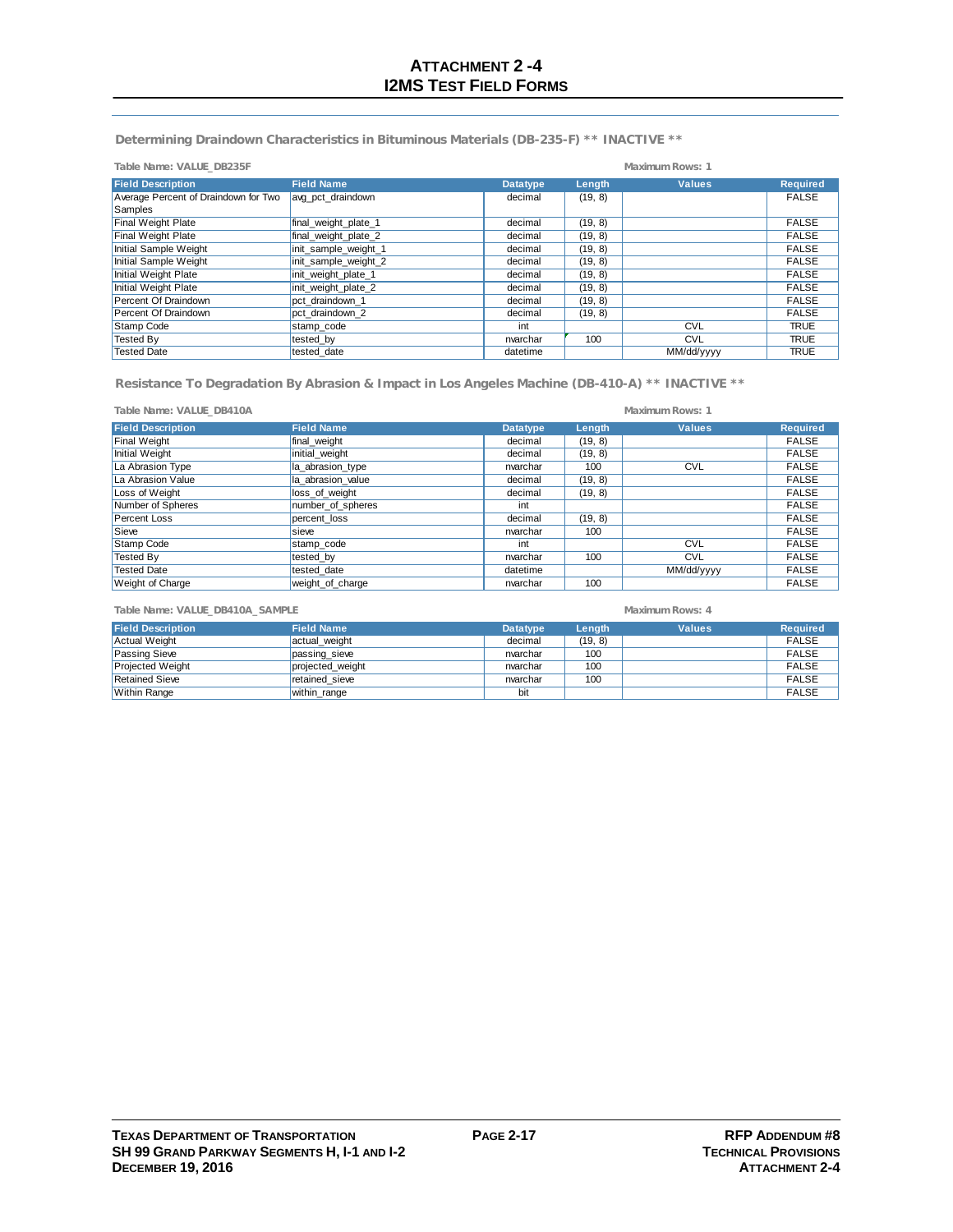# ATTACHMENT 2 -4
# I2MS TEST FIELD FORMS

## Determining Draindown Characteristics in Bituminous Materials (DB-235-F) ** INACTIVE **

Table Name: VALUE_DB235F

Maximum Rows: 1

| Field Description | Field Name | Datatype | Length | Values | Required |
|---|---|---|---|---|---|
| Average Percent of Draindown for Two Samples | avg_pct_draindown | decimal | (19, 8) | | FALSE |
| Final Weight Plate | final_weight_plate_1 | decimal | (19, 8) | | FALSE |
| Final Weight Plate | final_weight_plate_2 | decimal | (19, 8) | | FALSE |
| Initial Sample Weight | init_sample_weight_1 | decimal | (19, 8) | | FALSE |
| Initial Sample Weight | init_sample_weight_2 | decimal | (19, 8) | | FALSE |
| Initial Weight Plate | init_weight_plate_1 | decimal | (19, 8) | | FALSE |
| Initial Weight Plate | init_weight_plate_2 | decimal | (19, 8) | | FALSE |
| Percent Of Draindown | pct_draindown_1 | decimal | (19, 8) | | FALSE |
| Percent Of Draindown | pct_draindown_2 | decimal | (19, 8) | | FALSE |
| Stamp Code | stamp_code | int | | CVL | TRUE |
| Tested By | tested_by | nvarchar | 100 | CVL | TRUE |
| Tested Date | tested_date | datetime | | MM/dd/yyyy | TRUE |

## Resistance To Degradation By Abrasion & Impact in Los Angeles Machine (DB-410-A) ** INACTIVE **

Table Name: VALUE_DB410A

Maximum Rows: 1

| Field Description | Field Name | Datatype | Length | Values | Required |
|---|---|---|---|---|---|
| Final Weight | final_weight | decimal | (19, 8) | | FALSE |
| Initial Weight | initial_weight | decimal | (19, 8) | | FALSE |
| La Abrasion Type | la_abrasion_type | nvarchar | 100 | CVL | FALSE |
| La Abrasion Value | la_abrasion_value | decimal | (19, 8) | | FALSE |
| Loss of Weight | loss_of_weight | decimal | (19, 8) | | FALSE |
| Number of Spheres | number_of_spheres | int | | | FALSE |
| Percent Loss | percent_loss | decimal | (19, 8) | | FALSE |
| Sieve | sieve | nvarchar | 100 | | FALSE |
| Stamp Code | stamp_code | int | | CVL | FALSE |
| Tested By | tested_by | nvarchar | 100 | CVL | FALSE |
| Tested Date | tested_date | datetime | | MM/dd/yyyy | FALSE |
| Weight of Charge | weight_of_charge | nvarchar | 100 | | FALSE |

Table Name: VALUE_DB410A_SAMPLE

Maximum Rows: 4

| Field Description | Field Name | Datatype | Length | Values | Required |
|---|---|---|---|---|---|
| Actual Weight | actual_weight | decimal | (19, 8) | | FALSE |
| Passing Sieve | passing_sieve | nvarchar | 100 | | FALSE |
| Projected Weight | projected_weight | nvarchar | 100 | | FALSE |
| Retained Sieve | retained_sieve | nvarchar | 100 | | FALSE |
| Within Range | within_range | bit | | | FALSE |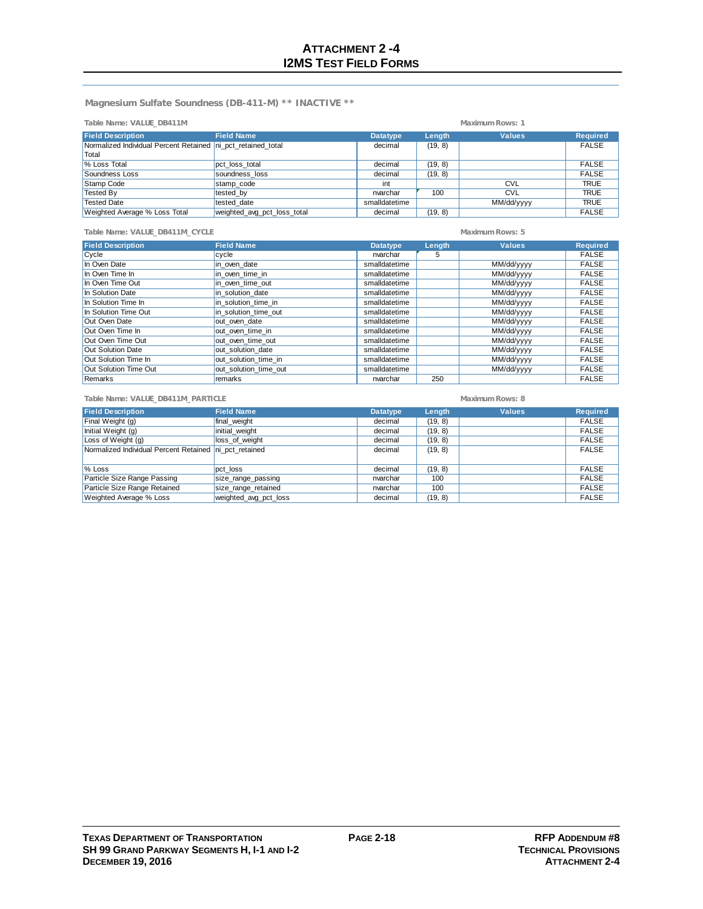# ATTACHMENT 2 -4
# I2MS TEST FIELD FORMS

## Magnesium Sulfate Soundness (DB-411-M) ** INACTIVE **

**Table Name: VALUE_DB411M** **Maximum Rows: 1**

| Field Description | Field Name | Datatype | Length | Values | Required |
|---|---|---|---|---|---|
| Normalized Individual Percent Retained Total | ni_pct_retained_total | decimal | (19, 8) | | FALSE |
| % Loss Total | pct_loss_total | decimal | (19, 8) | | FALSE |
| Soundness Loss | soundness_loss | decimal | (19, 8) | | FALSE |
| Stamp Code | stamp_code | int | | CVL | TRUE |
| Tested By | tested_by | nvarchar | 100 | CVL | TRUE |
| Tested Date | tested_date | smalldatetime | | MM/dd/yyyy | TRUE |
| Weighted Average % Loss Total | weighted_avg_pct_loss_total | decimal | (19, 8) | | FALSE |

**Table Name: VALUE_DB411M_CYCLE** **Maximum Rows: 5**

| Field Description | Field Name | Datatype | Length | Values | Required |
|---|---|---|---|---|---|
| Cycle | cycle | nvarchar | 5 | | FALSE |
| In Oven Date | in_oven_date | smalldatetime | | MM/dd/yyyy | FALSE |
| In Oven Time In | in_oven_time_in | smalldatetime | | MM/dd/yyyy | FALSE |
| In Oven Time Out | in_oven_time_out | smalldatetime | | MM/dd/yyyy | FALSE |
| In Solution Date | in_solution_date | smalldatetime | | MM/dd/yyyy | FALSE |
| In Solution Time In | in_solution_time_in | smalldatetime | | MM/dd/yyyy | FALSE |
| In Solution Time Out | in_solution_time_out | smalldatetime | | MM/dd/yyyy | FALSE |
| Out Oven Date | out_oven_date | smalldatetime | | MM/dd/yyyy | FALSE |
| Out Oven Time In | out_oven_time_in | smalldatetime | | MM/dd/yyyy | FALSE |
| Out Oven Time Out | out_oven_time_out | smalldatetime | | MM/dd/yyyy | FALSE |
| Out Solution Date | out_solution_date | smalldatetime | | MM/dd/yyyy | FALSE |
| Out Solution Time In | out_solution_time_in | smalldatetime | | MM/dd/yyyy | FALSE |
| Out Solution Time Out | out_solution_time_out | smalldatetime | | MM/dd/yyyy | FALSE |
| Remarks | remarks | nvarchar | 250 | | FALSE |

**Table Name: VALUE_DB411M_PARTICLE** **Maximum Rows: 8**

| Field Description | Field Name | Datatype | Length | Values | Required |
|---|---|---|---|---|---|
| Final Weight (g) | final_weight | decimal | (19, 8) | | FALSE |
| Initial Weight (g) | initial_weight | decimal | (19, 8) | | FALSE |
| Loss of Weight (g) | loss_of_weight | decimal | (19, 8) | | FALSE |
| Normalized Individual Percent Retained | ni_pct_retained | decimal | (19, 8) | | FALSE |
| % Loss | pct_loss | decimal | (19, 8) | | FALSE |
| Particle Size Range Passing | size_range_passing | nvarchar | 100 | | FALSE |
| Particle Size Range Retained | size_range_retained | nvarchar | 100 | | FALSE |
| Weighted Average % Loss | weighted_avg_pct_loss | decimal | (19, 8) | | FALSE |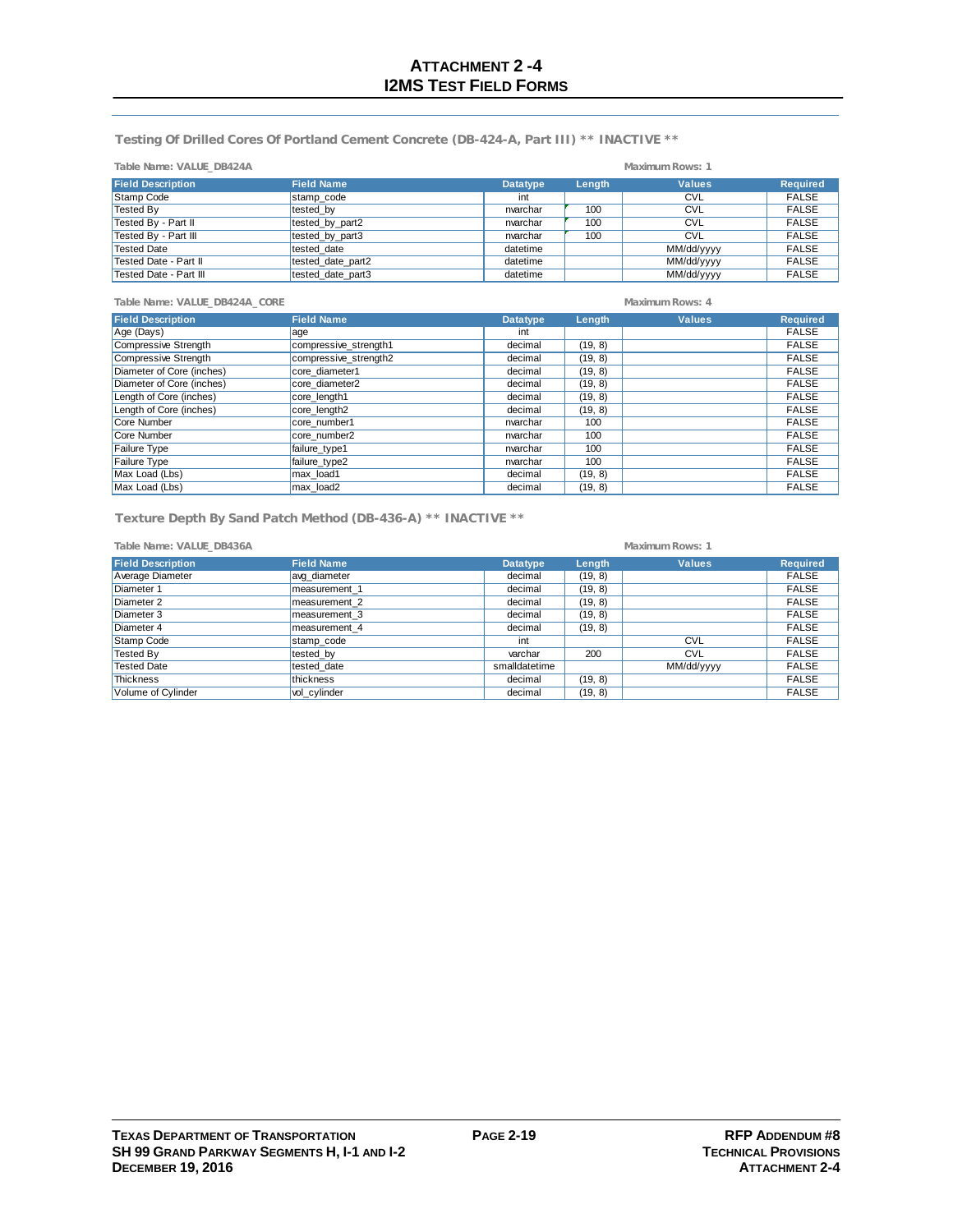# ATTACHMENT 2 -4
# I2MS TEST FIELD FORMS

## Testing Of Drilled Cores Of Portland Cement Concrete (DB-424-A, Part III) ** INACTIVE **

Table Name: VALUE_DB424A

Maximum Rows: 1

| Field Description | Field Name | Datatype | Length | Values | Required |
|---|---|---|---|---|---|
| Stamp Code | stamp_code | int | | CVL | FALSE |
| Tested By | tested_by | nvarchar | 100 | CVL | FALSE |
| Tested By - Part II | tested_by_part2 | nvarchar | 100 | CVL | FALSE |
| Tested By - Part III | tested_by_part3 | nvarchar | 100 | CVL | FALSE |
| Tested Date | tested_date | datetime | | MM/dd/yyyy | FALSE |
| Tested Date - Part II | tested_date_part2 | datetime | | MM/dd/yyyy | FALSE |
| Tested Date - Part III | tested_date_part3 | datetime | | MM/dd/yyyy | FALSE |

Table Name: VALUE_DB424A_CORE

Maximum Rows: 4

| Field Description | Field Name | Datatype | Length | Values | Required |
|---|---|---|---|---|---|
| Age (Days) | age | int | | | FALSE |
| Compressive Strength | compressive_strength1 | decimal | (19, 8) | | FALSE |
| Compressive Strength | compressive_strength2 | decimal | (19, 8) | | FALSE |
| Diameter of Core (inches) | core_diameter1 | decimal | (19, 8) | | FALSE |
| Diameter of Core (inches) | core_diameter2 | decimal | (19, 8) | | FALSE |
| Length of Core (inches) | core_length1 | decimal | (19, 8) | | FALSE |
| Length of Core (inches) | core_length2 | decimal | (19, 8) | | FALSE |
| Core Number | core_number1 | nvarchar | 100 | | FALSE |
| Core Number | core_number2 | nvarchar | 100 | | FALSE |
| Failure Type | failure_type1 | nvarchar | 100 | | FALSE |
| Failure Type | failure_type2 | nvarchar | 100 | | FALSE |
| Max Load (Lbs) | max_load1 | decimal | (19, 8) | | FALSE |
| Max Load (Lbs) | max_load2 | decimal | (19, 8) | | FALSE |

## Texture Depth By Sand Patch Method (DB-436-A) ** INACTIVE **

Table Name: VALUE_DB436A

Maximum Rows: 1

| Field Description | Field Name | Datatype | Length | Values | Required |
|---|---|---|---|---|---|
| Average Diameter | avg_diameter | decimal | (19, 8) | | FALSE |
| Diameter 1 | measurement_1 | decimal | (19, 8) | | FALSE |
| Diameter 2 | measurement_2 | decimal | (19, 8) | | FALSE |
| Diameter 3 | measurement_3 | decimal | (19, 8) | | FALSE |
| Diameter 4 | measurement_4 | decimal | (19, 8) | | FALSE |
| Stamp Code | stamp_code | int | | CVL | FALSE |
| Tested By | tested_by | varchar | 200 | CVL | FALSE |
| Tested Date | tested_date | smalldatetime | | MM/dd/yyyy | FALSE |
| Thickness | thickness | decimal | (19, 8) | | FALSE |
| Volume of Cylinder | vol_cylinder | decimal | (19, 8) | | FALSE |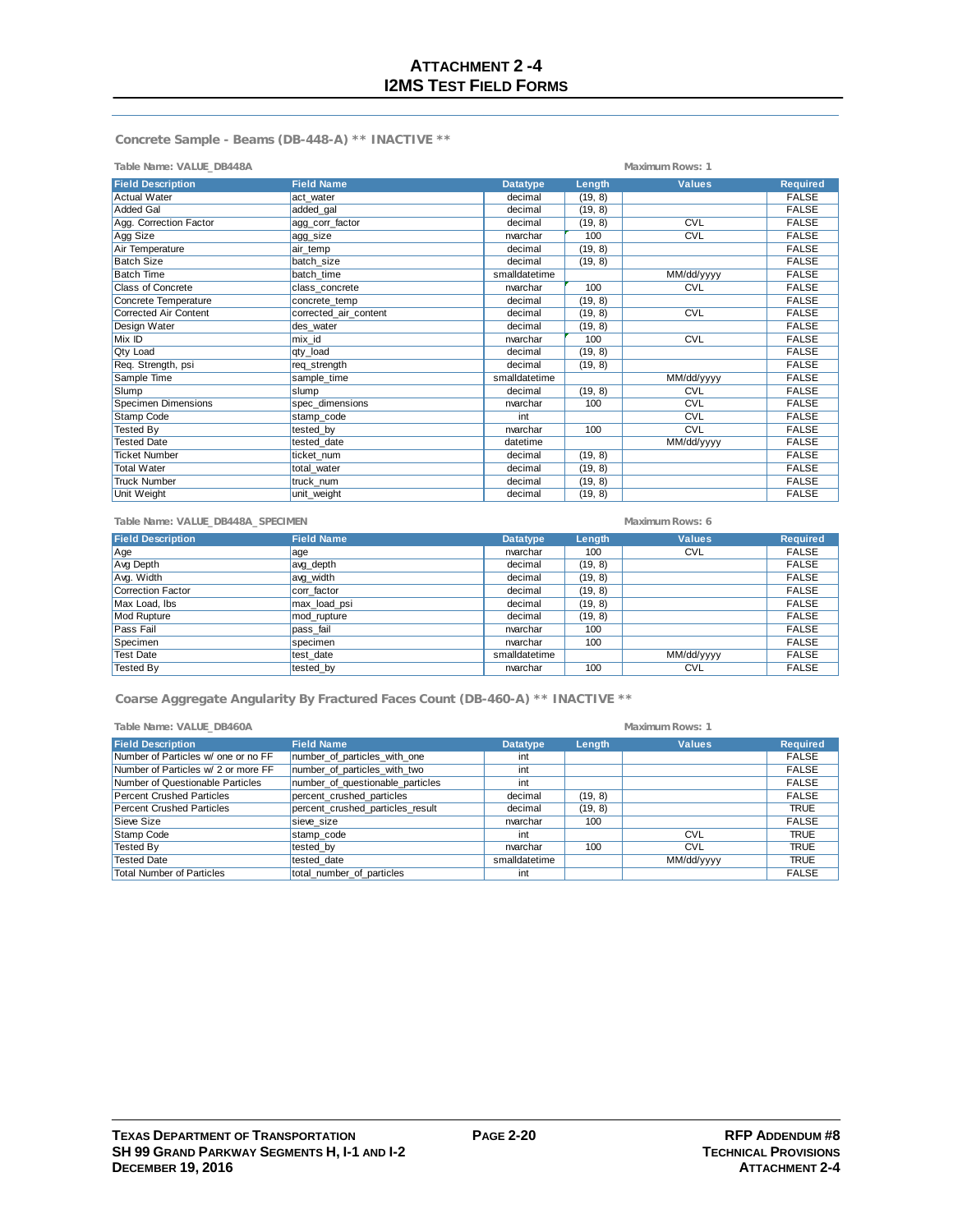# ATTACHMENT 2 -4
# I2MS TEST FIELD FORMS

## Concrete Sample - Beams (DB-448-A) ** INACTIVE **

Table Name: VALUE_DB448A

Maximum Rows: 1

| Field Description | Field Name | Datatype | Length | Values | Required |
|---|---|---|---|---|---|
| Actual Water | act_water | decimal | (19, 8) | | FALSE |
| Added Gal | added_gal | decimal | (19, 8) | | FALSE |
| Agg. Correction Factor | agg_corr_factor | decimal | (19, 8) | CVL | FALSE |
| Agg Size | agg_size | nvarchar | 100 | CVL | FALSE |
| Air Temperature | air_temp | decimal | (19, 8) | | FALSE |
| Batch Size | batch_size | decimal | (19, 8) | | FALSE |
| Batch Time | batch_time | smalldatetime | | MM/dd/yyyy | FALSE |
| Class of Concrete | class_concrete | nvarchar | 100 | CVL | FALSE |
| Concrete Temperature | concrete_temp | decimal | (19, 8) | | FALSE |
| Corrected Air Content | corrected_air_content | decimal | (19, 8) | CVL | FALSE |
| Design Water | des_water | decimal | (19, 8) | | FALSE |
| Mix ID | mix_id | nvarchar | 100 | CVL | FALSE |
| Qty Load | qty_load | decimal | (19, 8) | | FALSE |
| Req. Strength, psi | req_strength | decimal | (19, 8) | | FALSE |
| Sample Time | sample_time | smalldatetime | | MM/dd/yyyy | FALSE |
| Slump | slump | decimal | (19, 8) | CVL | FALSE |
| Specimen Dimensions | spec_dimensions | nvarchar | 100 | CVL | FALSE |
| Stamp Code | stamp_code | int | | CVL | FALSE |
| Tested By | tested_by | nvarchar | 100 | CVL | FALSE |
| Tested Date | tested_date | datetime | | MM/dd/yyyy | FALSE |
| Ticket Number | ticket_num | decimal | (19, 8) | | FALSE |
| Total Water | total_water | decimal | (19, 8) | | FALSE |
| Truck Number | truck_num | decimal | (19, 8) | | FALSE |
| Unit Weight | unit_weight | decimal | (19, 8) | | FALSE |

Table Name: VALUE_DB448A_SPECIMEN

Maximum Rows: 6

| Field Description | Field Name | Datatype | Length | Values | Required |
|---|---|---|---|---|---|
| Age | age | nvarchar | 100 | CVL | FALSE |
| Avg Depth | avg_depth | decimal | (19, 8) | | FALSE |
| Avg. Width | avg_width | decimal | (19, 8) | | FALSE |
| Correction Factor | corr_factor | decimal | (19, 8) | | FALSE |
| Max Load, lbs | max_load_psi | decimal | (19, 8) | | FALSE |
| Mod Rupture | mod_rupture | decimal | (19, 8) | | FALSE |
| Pass Fail | pass_fail | nvarchar | 100 | | FALSE |
| Specimen | specimen | nvarchar | 100 | | FALSE |
| Test Date | test_date | smalldatetime | | MM/dd/yyyy | FALSE |
| Tested By | tested_by | nvarchar | 100 | CVL | FALSE |

## Coarse Aggregate Angularity By Fractured Faces Count (DB-460-A) ** INACTIVE **

Table Name: VALUE_DB460A

Maximum Rows: 1

| Field Description | Field Name | Datatype | Length | Values | Required |
|---|---|---|---|---|---|
| Number of Particles w/ one or no FF | number_of_particles_with_one | int | | | FALSE |
| Number of Particles w/ 2 or more FF | number_of_particles_with_two | int | | | FALSE |
| Number of Questionable Particles | number_of_questionable_particles | int | | | FALSE |
| Percent Crushed Particles | percent_crushed_particles | decimal | (19, 8) | | FALSE |
| Percent Crushed Particles | percent_crushed_particles_result | decimal | (19, 8) | | TRUE |
| Sieve Size | sieve_size | nvarchar | 100 | | FALSE |
| Stamp Code | stamp_code | int | | CVL | TRUE |
| Tested By | tested_by | nvarchar | 100 | CVL | TRUE |
| Tested Date | tested_date | smalldatetime | | MM/dd/yyyy | TRUE |
| Total Number of Particles | total_number_of_particles | int | | | FALSE |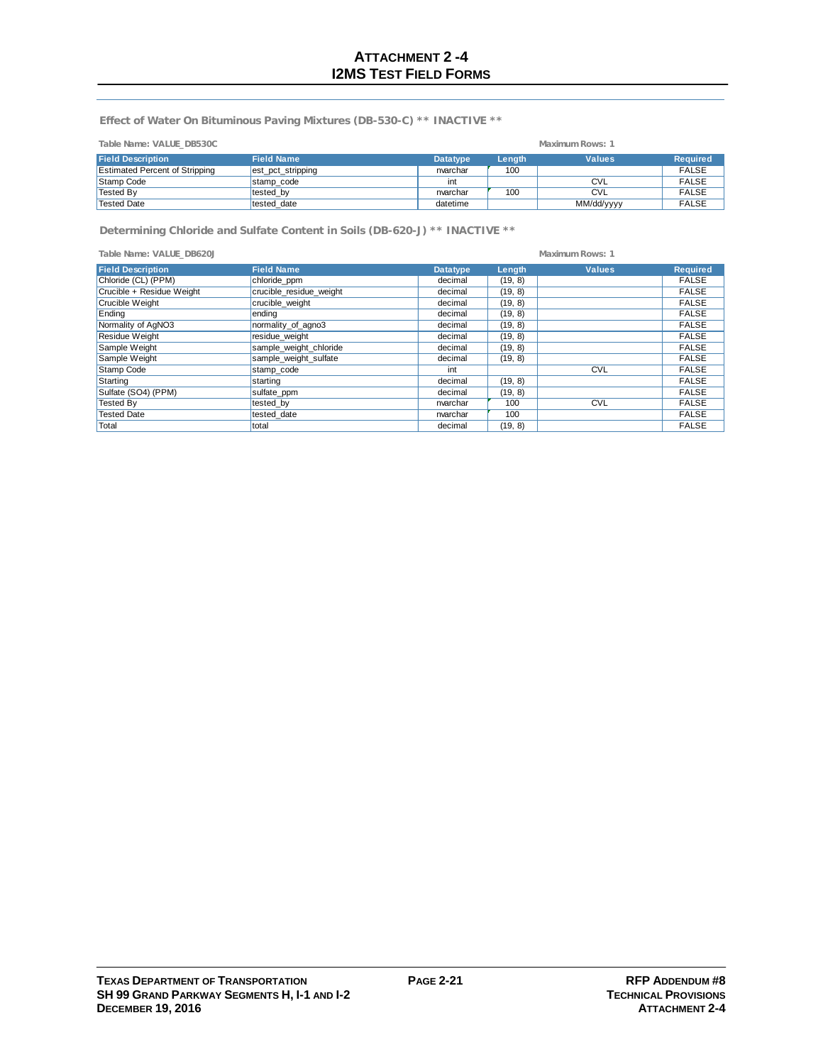## ATTACHMENT 2-4
## I2MS TEST FIELD FORMS

### Effect of Water On Bituminous Paving Mixtures (DB-530-C) ** INACTIVE **

Table Name: VALUE_DB530C

Maximum Rows: 1

| Field Description | Field Name | Datatype | Length | Values | Required |
|---|---|---|---|---|---|
| Estimated Percent of Stripping | est_pct_stripping | nvarchar | 100 | | FALSE |
| Stamp Code | stamp_code | int | | CVL | FALSE |
| Tested By | tested_by | nvarchar | 100 | CVL | FALSE |
| Tested Date | tested_date | datetime | | MM/dd/yyyy | FALSE |

### Determining Chloride and Sulfate Content in Soils (DB-620-J) ** INACTIVE **

Table Name: VALUE_DB620J

Maximum Rows: 1

| Field Description | Field Name | Datatype | Length | Values | Required |
|---|---|---|---|---|---|
| Chloride (CL) (PPM) | chloride_ppm | decimal | (19, 8) | | FALSE |
| Crucible + Residue Weight | crucible_residue_weight | decimal | (19, 8) | | FALSE |
| Crucible Weight | crucible_weight | decimal | (19, 8) | | FALSE |
| Ending | ending | decimal | (19, 8) | | FALSE |
| Normality of AgNO3 | normality_of_agno3 | decimal | (19, 8) | | FALSE |
| Residue Weight | residue_weight | decimal | (19, 8) | | FALSE |
| Sample Weight | sample_weight_chloride | decimal | (19, 8) | | FALSE |
| Sample Weight | sample_weight_sulfate | decimal | (19, 8) | | FALSE |
| Stamp Code | stamp_code | int | | CVL | FALSE |
| Starting | starting | decimal | (19, 8) | | FALSE |
| Sulfate (SO4) (PPM) | sulfate_ppm | decimal | (19, 8) | | FALSE |
| Tested By | tested_by | nvarchar | 100 | CVL | FALSE |
| Tested Date | tested_date | nvarchar | 100 | | FALSE |
| Total | total | decimal | (19, 8) | | FALSE |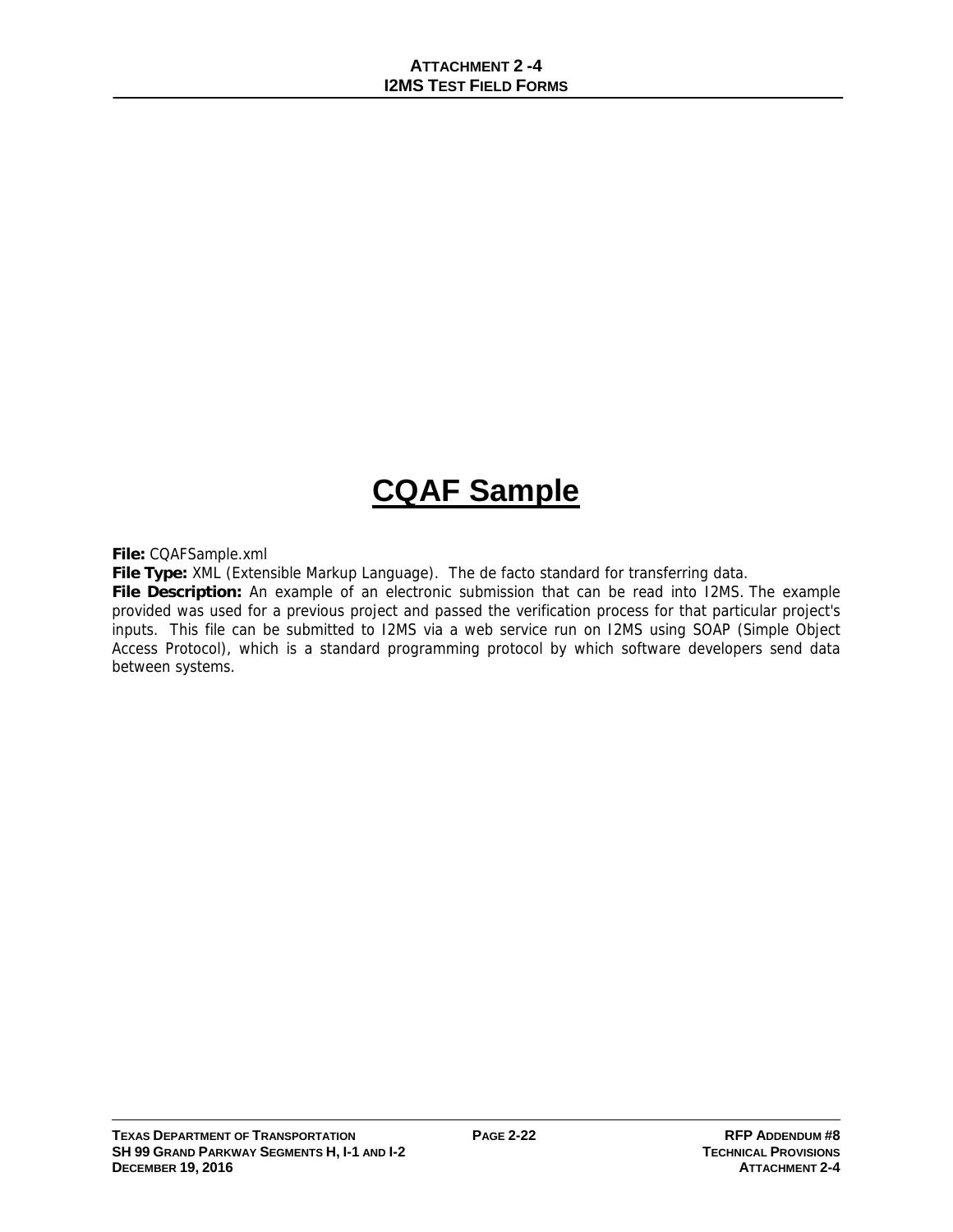# CQAF Sample

**File:** CQAFSample.xml

**File Type:** XML (Extensible Markup Language). The de facto standard for transferring data.

**File Description:** An example of an electronic submission that can be read into I2MS. The example provided was used for a previous project and passed the verification process for that particular project's inputs. This file can be submitted to I2MS via a web service run on I2MS using SOAP (Simple Object Access Protocol), which is a standard programming protocol by which software developers send data between systems.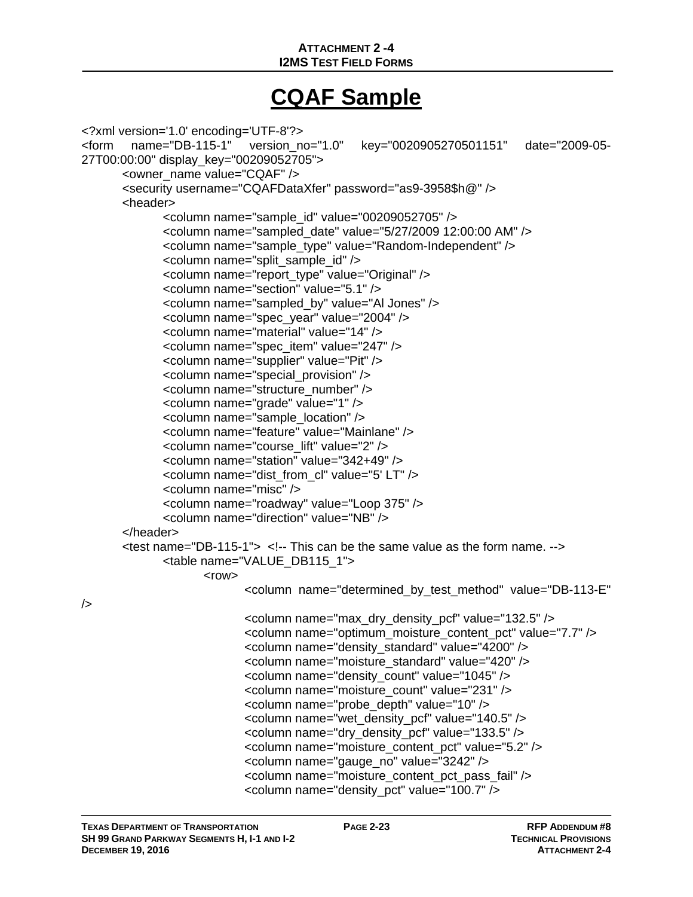# CQAF Sample

```
<?xml version='1.0' encoding='UTF-8'?>
<form name="DB-115-1" version_no="1.0" key="0020905270501151" date="2009-05-27T00:00:00" display_key="00209052705">
	<owner_name value="CQAF" />
	<security username="CQAFDataXfer" password="as9-3958$h@" />
	<header>
		<column name="sample_id" value="00209052705" />
		<column name="sampled_date" value="5/27/2009 12:00:00 AM" />
		<column name="sample_type" value="Random-Independent" />
		<column name="split_sample_id" />
		<column name="report_type" value="Original" />
		<column name="section" value="5.1" />
		<column name="sampled_by" value="Al Jones" />
		<column name="spec_year" value="2004" />
		<column name="material" value="14" />
		<column name="spec_item" value="247" />
		<column name="supplier" value="Pit" />
		<column name="special_provision" />
		<column name="structure_number" />
		<column name="grade" value="1" />
		<column name="sample_location" />
		<column name="feature" value="Mainlane" />
		<column name="course_lift" value="2" />
		<column name="station" value="342+49" />
		<column name="dist_from_cl" value="5' LT" />
		<column name="misc" />
		<column name="roadway" value="Loop 375" />
		<column name="direction" value="NB" />
	</header>
	<test name="DB-115-1">  <!-- This can be the same value as the form name. -->
		<table name="VALUE_DB115_1">
			<row>
				<column  name="determined_by_test_method"  value="DB-113-E" />
				<column name="max_dry_density_pcf" value="132.5" />
				<column name="optimum_moisture_content_pct" value="7.7" />
				<column name="density_standard" value="4200" />
				<column name="moisture_standard" value="420" />
				<column name="density_count" value="1045" />
				<column name="moisture_count" value="231" />
				<column name="probe_depth" value="10" />
				<column name="wet_density_pcf" value="140.5" />
				<column name="dry_density_pcf" value="133.5" />
				<column name="moisture_content_pct" value="5.2" />
				<column name="gauge_no" value="3242" />
				<column name="moisture_content_pct_pass_fail" />
				<column name="density_pct" value="100.7" />
```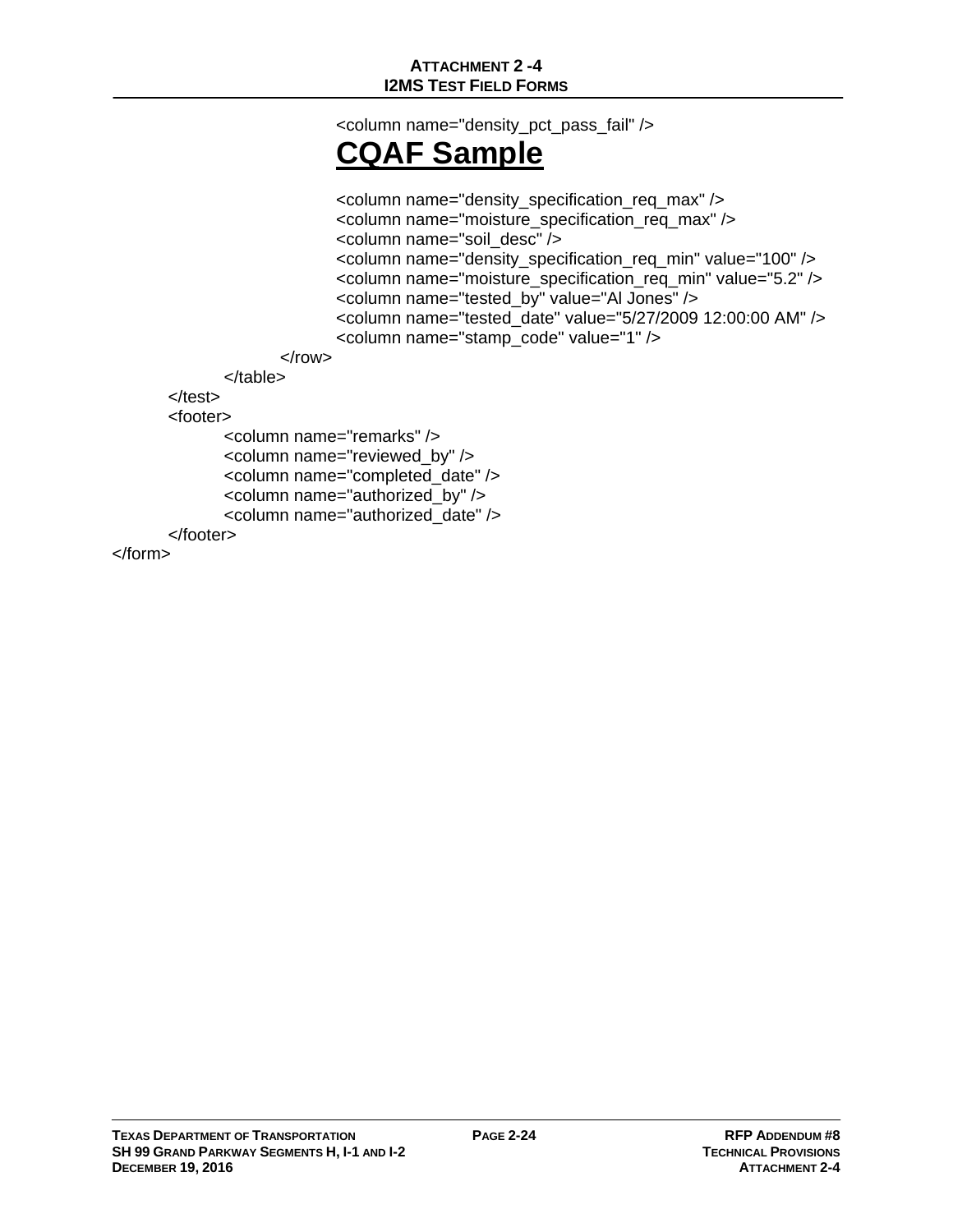```
<column name="density_pct_pass_fail" />
```

## CQAF Sample

```
                <column name="density_specification_req_max" />
                <column name="moisture_specification_req_max" />
                <column name="soil_desc" />
                <column name="density_specification_req_min" value="100" />
                <column name="moisture_specification_req_min" value="5.2" />
                <column name="tested_by" value="Al Jones" />
                <column name="tested_date" value="5/27/2009 12:00:00 AM" />
                <column name="stamp_code" value="1" />
            </row>
        </table>
    </test>
    <footer>
        <column name="remarks" />
        <column name="reviewed_by" />
        <column name="completed_date" />
        <column name="authorized_by" />
        <column name="authorized_date" />
    </footer>
</form>
```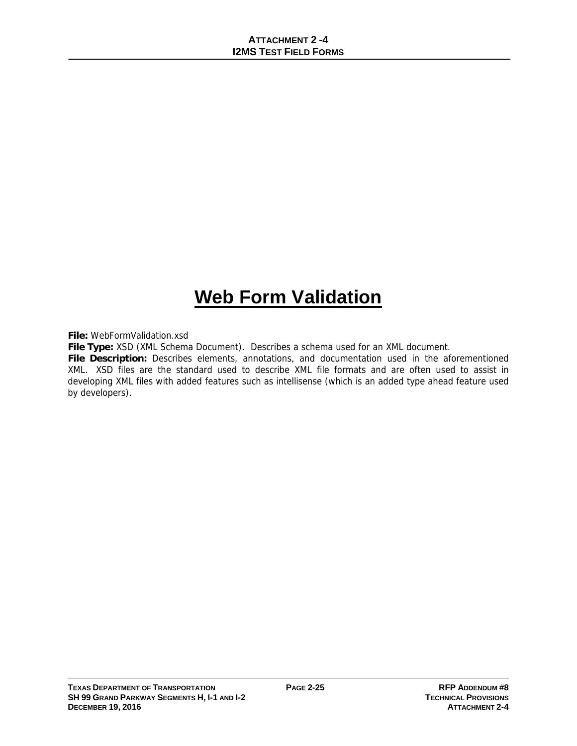# Web Form Validation

**File:** WebFormValidation.xsd
**File Type:** XSD (XML Schema Document). Describes a schema used for an XML document.
**File Description:** Describes elements, annotations, and documentation used in the aforementioned XML. XSD files are the standard used to describe XML file formats and are often used to assist in developing XML files with added features such as intellisense (which is an added type ahead feature used by developers).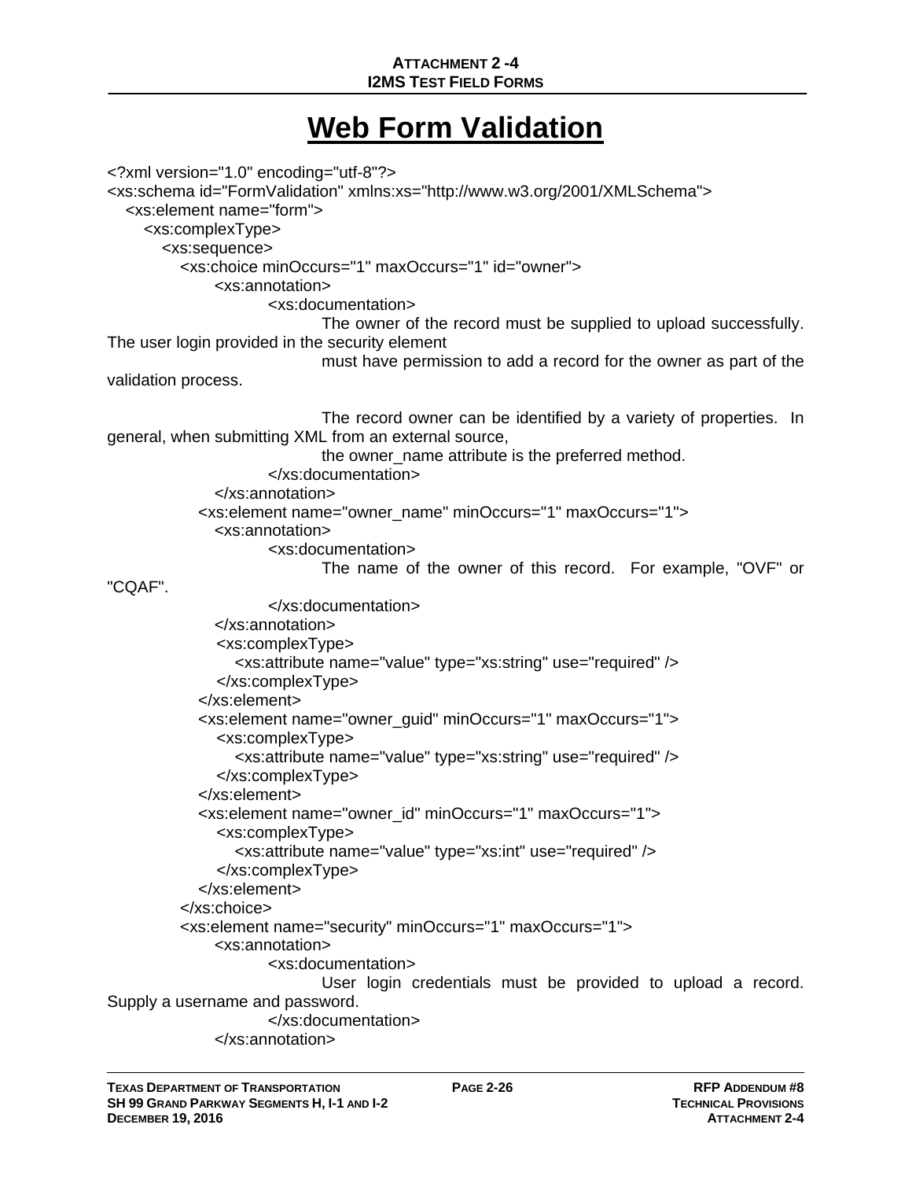# Web Form Validation

```
<?xml version="1.0" encoding="utf-8"?>
<xs:schema id="FormValidation" xmlns:xs="http://www.w3.org/2001/XMLSchema">
  <xs:element name="form">
    <xs:complexType>
      <xs:sequence>
        <xs:choice minOccurs="1" maxOccurs="1" id="owner">
          <xs:annotation>
            <xs:documentation>
              The owner of the record must be supplied to upload successfully. The user login provided in the security element
              must have permission to add a record for the owner as part of the validation process.

              The record owner can be identified by a variety of properties.  In general, when submitting XML from an external source,
              the owner_name attribute is the preferred method.
            </xs:documentation>
          </xs:annotation>
          <xs:element name="owner_name" minOccurs="1" maxOccurs="1">
            <xs:annotation>
              <xs:documentation>
                The name of the owner of this record.  For example, "OVF" or "CQAF".
              </xs:documentation>
            </xs:annotation>
            <xs:complexType>
              <xs:attribute name="value" type="xs:string" use="required" />
            </xs:complexType>
          </xs:element>
          <xs:element name="owner_guid" minOccurs="1" maxOccurs="1">
            <xs:complexType>
              <xs:attribute name="value" type="xs:string" use="required" />
            </xs:complexType>
          </xs:element>
          <xs:element name="owner_id" minOccurs="1" maxOccurs="1">
            <xs:complexType>
              <xs:attribute name="value" type="xs:int" use="required" />
            </xs:complexType>
          </xs:element>
        </xs:choice>
        <xs:element name="security" minOccurs="1" maxOccurs="1">
          <xs:annotation>
            <xs:documentation>
              User login credentials must be provided to upload a record. Supply a username and password.
            </xs:documentation>
          </xs:annotation>
```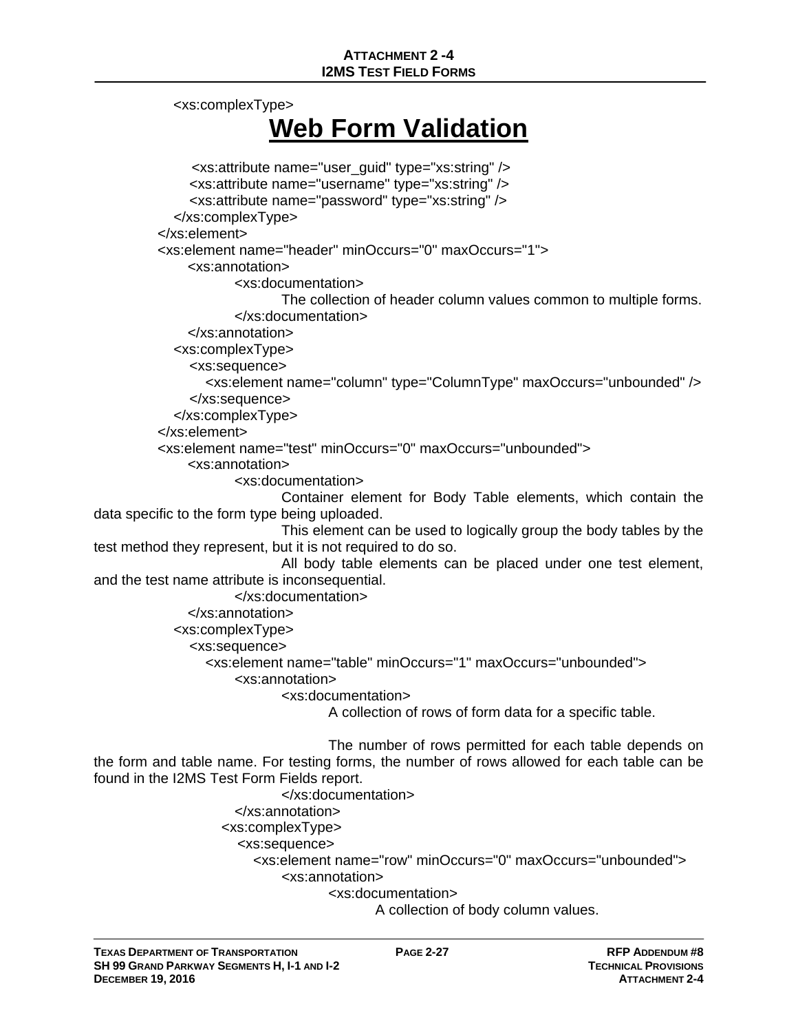```
<xs:complexType>
```

# Web Form Validation

```
            <xs:attribute name="user_guid" type="xs:string" />
            <xs:attribute name="username" type="xs:string" />
            <xs:attribute name="password" type="xs:string" />
        </xs:complexType>
    </xs:element>
    <xs:element name="header" minOccurs="0" maxOccurs="1">
        <xs:annotation>
            <xs:documentation>
                The collection of header column values common to multiple forms.
            </xs:documentation>
        </xs:annotation>
        <xs:complexType>
            <xs:sequence>
                <xs:element name="column" type="ColumnType" maxOccurs="unbounded" />
            </xs:sequence>
        </xs:complexType>
    </xs:element>
    <xs:element name="test" minOccurs="0" maxOccurs="unbounded">
        <xs:annotation>
            <xs:documentation>
                Container element for Body Table elements, which contain the data specific to the form type being uploaded.
                This element can be used to logically group the body tables by the test method they represent, but it is not required to do so.
                All body table elements can be placed under one test element, and the test name attribute is inconsequential.
            </xs:documentation>
        </xs:annotation>
        <xs:complexType>
            <xs:sequence>
                <xs:element name="table" minOccurs="1" maxOccurs="unbounded">
                    <xs:annotation>
                        <xs:documentation>
                            A collection of rows of form data for a specific table.

                            The number of rows permitted for each table depends on the form and table name. For testing forms, the number of rows allowed for each table can be found in the I2MS Test Form Fields report.
                        </xs:documentation>
                    </xs:annotation>
                    <xs:complexType>
                        <xs:sequence>
                            <xs:element name="row" minOccurs="0" maxOccurs="unbounded">
                                <xs:annotation>
                                    <xs:documentation>
                                        A collection of body column values.
```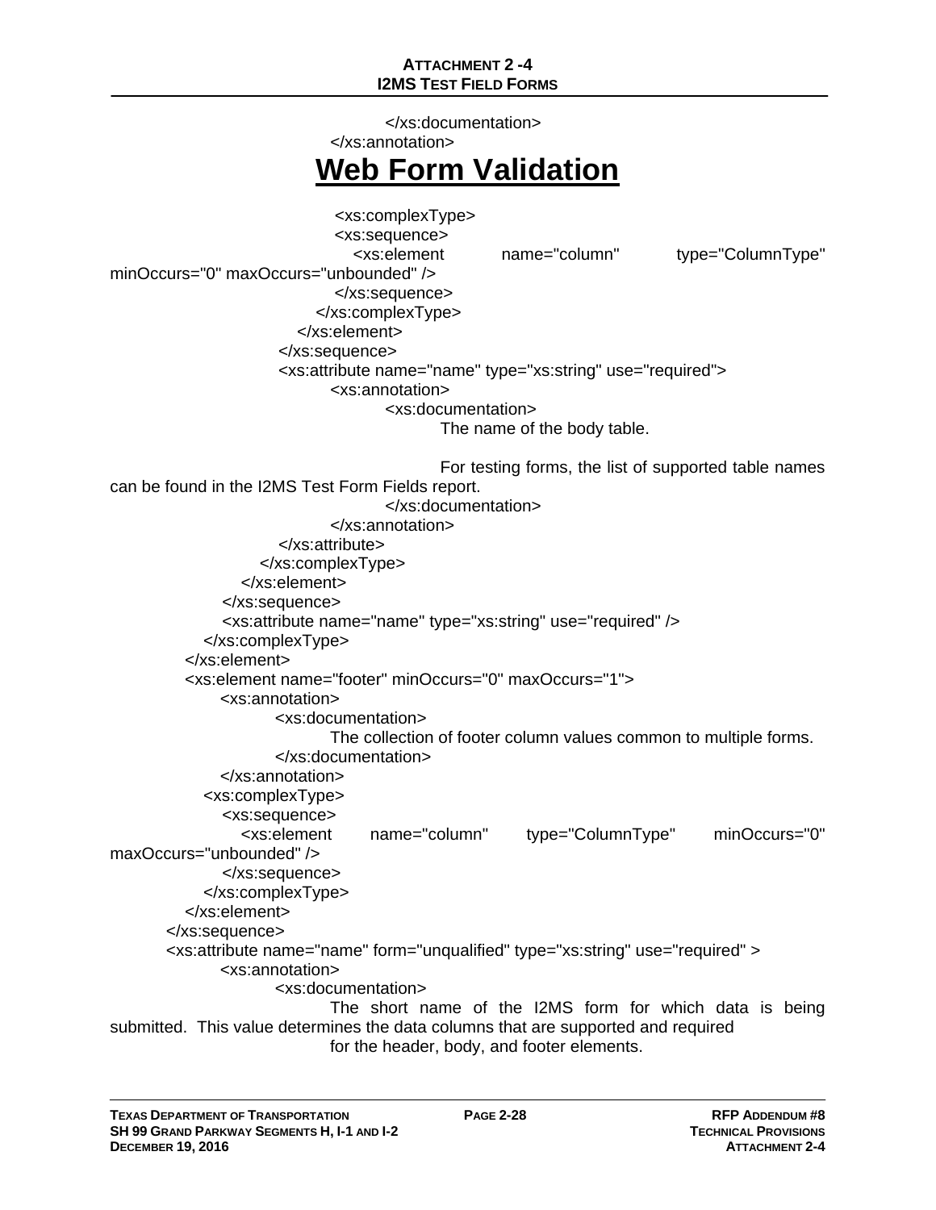```
</xs:documentation>
</xs:annotation>
```

# Web Form Validation

```
<xs:complexType>
<xs:sequence>
<xs:element name="column" type="ColumnType" minOccurs="0" maxOccurs="unbounded" />
</xs:sequence>
</xs:complexType>
</xs:element>
</xs:sequence>
<xs:attribute name="name" type="xs:string" use="required">
<xs:annotation>
<xs:documentation>
The name of the body table.

For testing forms, the list of supported table names can be found in the I2MS Test Form Fields report.
</xs:documentation>
</xs:annotation>
</xs:attribute>
</xs:complexType>
</xs:element>
</xs:sequence>
<xs:attribute name="name" type="xs:string" use="required" />
</xs:complexType>
</xs:element>
<xs:element name="footer" minOccurs="0" maxOccurs="1">
<xs:annotation>
<xs:documentation>
The collection of footer column values common to multiple forms.
</xs:documentation>
</xs:annotation>
<xs:complexType>
<xs:sequence>
<xs:element name="column" type="ColumnType" minOccurs="0" maxOccurs="unbounded" />
</xs:sequence>
</xs:complexType>
</xs:element>
</xs:sequence>
<xs:attribute name="name" form="unqualified" type="xs:string" use="required" >
<xs:annotation>
<xs:documentation>
The short name of the I2MS form for which data is being submitted.  This value determines the data columns that are supported and required
for the header, body, and footer elements.
```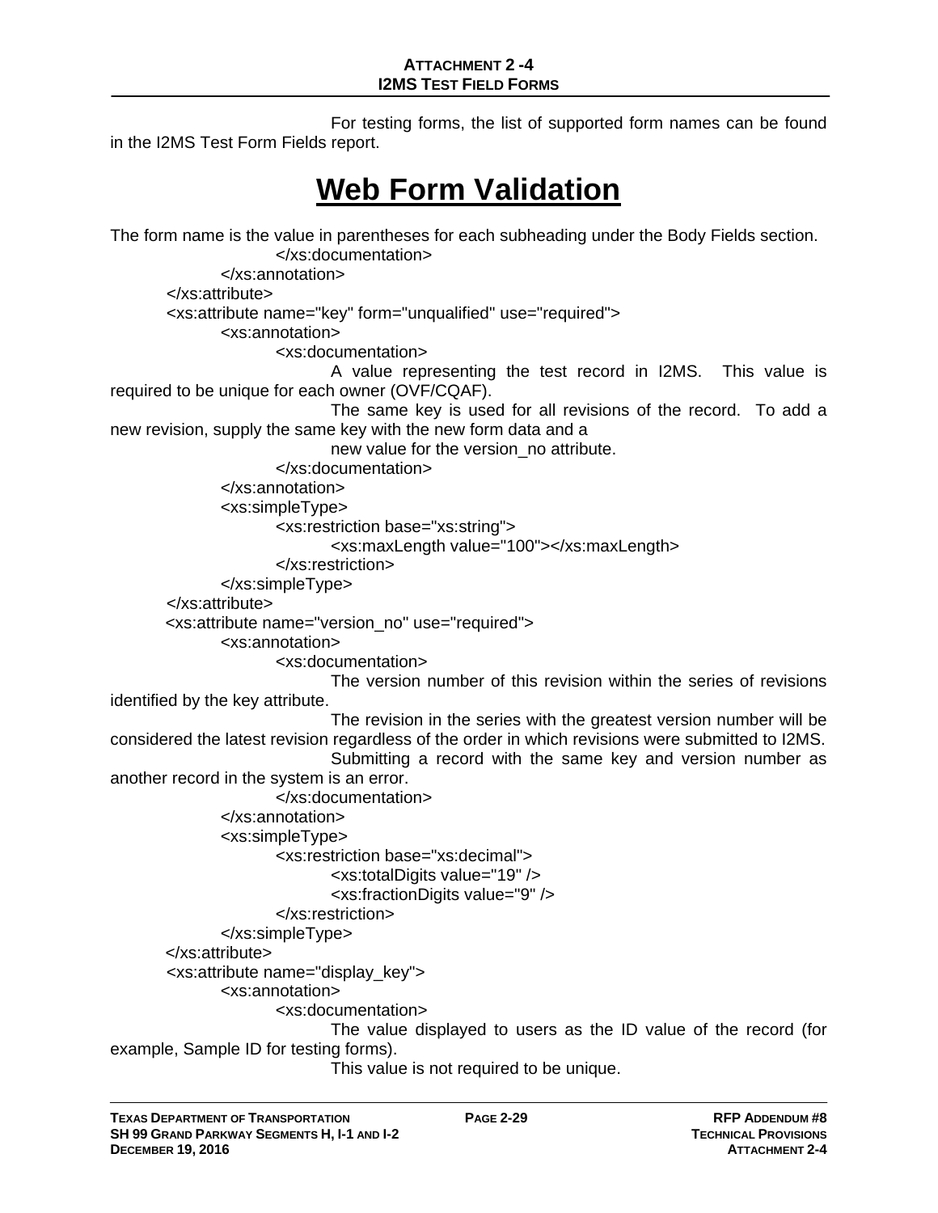For testing forms, the list of supported form names can be found in the I2MS Test Form Fields report.

# Web Form Validation

The form name is the value in parentheses for each subheading under the Body Fields section.

```
                </xs:documentation>
            </xs:annotation>
        </xs:attribute>
        <xs:attribute name="key" form="unqualified" use="required">
            <xs:annotation>
                <xs:documentation>
                    A value representing the test record in I2MS.  This value is required to be unique for each owner (OVF/CQAF).
                    The same key is used for all revisions of the record.  To add a new revision, supply the same key with the new form data and a
                    new value for the version_no attribute.
                </xs:documentation>
            </xs:annotation>
            <xs:simpleType>
                <xs:restriction base="xs:string">
                    <xs:maxLength value="100"></xs:maxLength>
                </xs:restriction>
            </xs:simpleType>
        </xs:attribute>
        <xs:attribute name="version_no" use="required">
            <xs:annotation>
                <xs:documentation>
                    The version number of this revision within the series of revisions identified by the key attribute.
                    The revision in the series with the greatest version number will be considered the latest revision regardless of the order in which revisions were submitted to I2MS.
                    Submitting a record with the same key and version number as another record in the system is an error.
                </xs:documentation>
            </xs:annotation>
            <xs:simpleType>
                <xs:restriction base="xs:decimal">
                    <xs:totalDigits value="19" />
                    <xs:fractionDigits value="9" />
                </xs:restriction>
            </xs:simpleType>
        </xs:attribute>
        <xs:attribute name="display_key">
            <xs:annotation>
                <xs:documentation>
                    The value displayed to users as the ID value of the record (for example, Sample ID for testing forms).
                    This value is not required to be unique.
```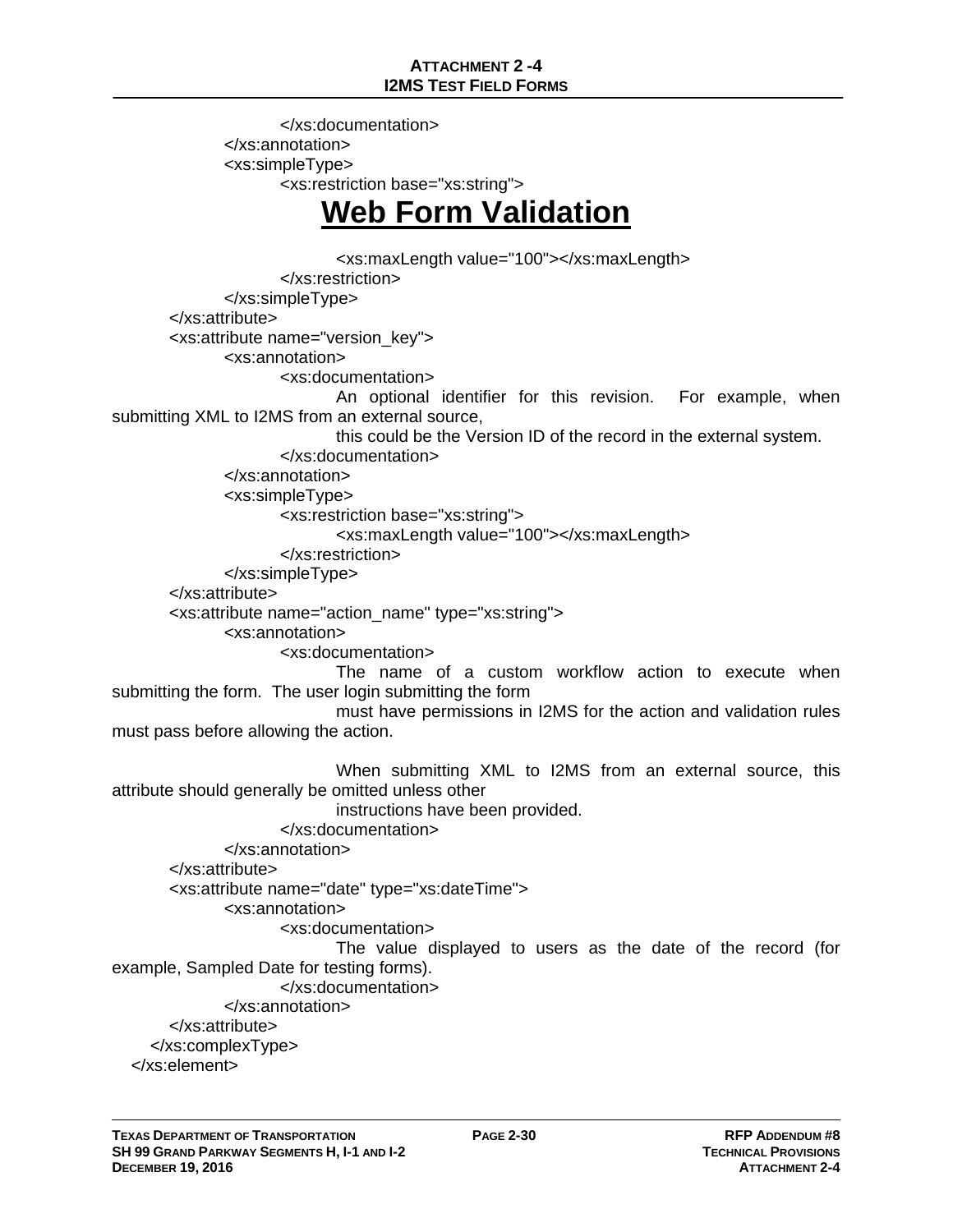```
                        </xs:documentation>
                </xs:annotation>
                <xs:simpleType>
                        <xs:restriction base="xs:string">
```

# Web Form Validation

```
                                <xs:maxLength value="100"></xs:maxLength>
                        </xs:restriction>
                </xs:simpleType>
        </xs:attribute>
        <xs:attribute name="version_key">
                <xs:annotation>
                        <xs:documentation>
                                An optional identifier for this revision.  For example, when
submitting XML to I2MS from an external source,
                                this could be the Version ID of the record in the external system.
                        </xs:documentation>
                </xs:annotation>
                <xs:simpleType>
                        <xs:restriction base="xs:string">
                                <xs:maxLength value="100"></xs:maxLength>
                        </xs:restriction>
                </xs:simpleType>
        </xs:attribute>
        <xs:attribute name="action_name" type="xs:string">
                <xs:annotation>
                        <xs:documentation>
                                The name of a custom workflow action to execute when
submitting the form.  The user login submitting the form
                                must have permissions in I2MS for the action and validation rules
must pass before allowing the action.

                                When submitting XML to I2MS from an external source, this
attribute should generally be omitted unless other
                                instructions have been provided.
                        </xs:documentation>
                </xs:annotation>
        </xs:attribute>
        <xs:attribute name="date" type="xs:dateTime">
                <xs:annotation>
                        <xs:documentation>
                                The value displayed to users as the date of the record (for
example, Sampled Date for testing forms).
                        </xs:documentation>
                </xs:annotation>
        </xs:attribute>
      </xs:complexType>
   </xs:element>
```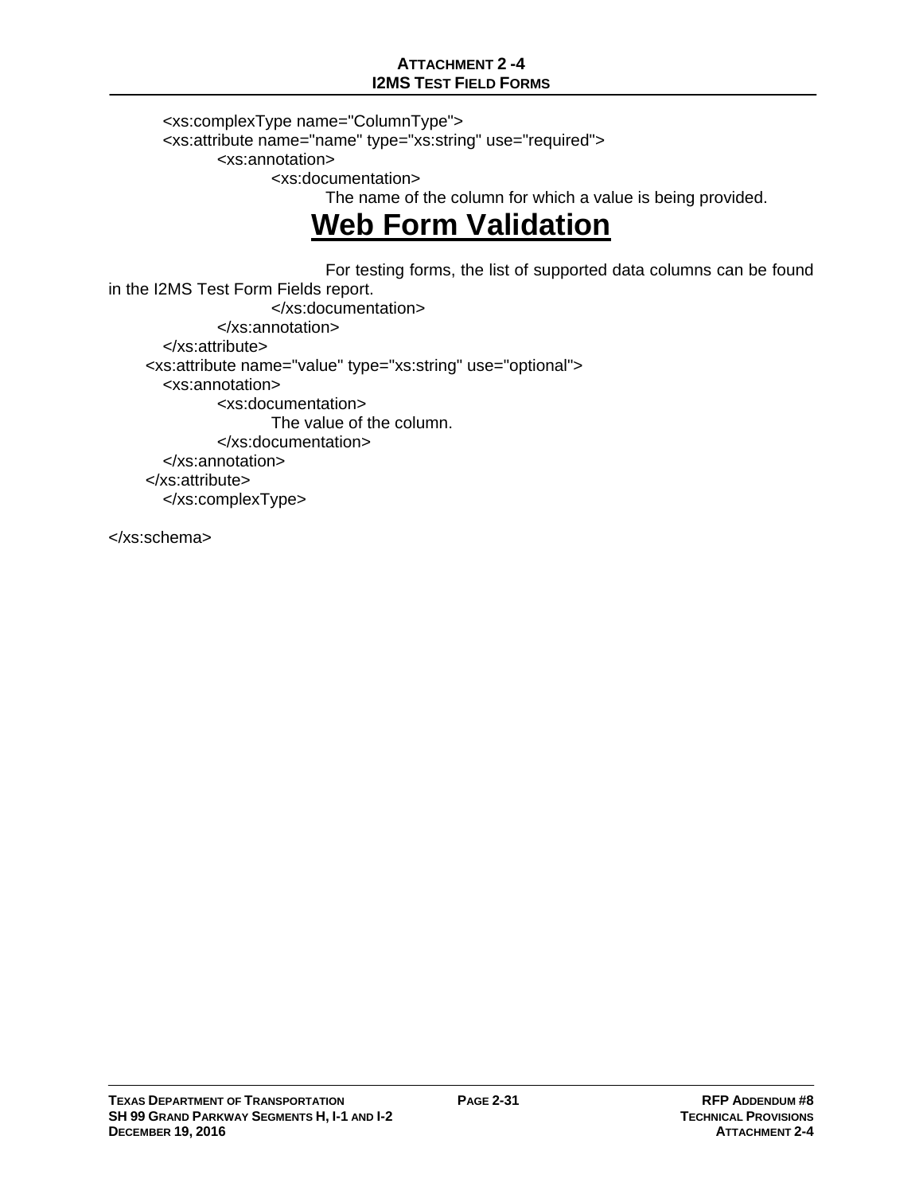```
<xs:complexType name="ColumnType">
<xs:attribute name="name" type="xs:string" use="required">
        <xs:annotation>
                <xs:documentation>
                        The name of the column for which a value is being provided.
```

# Web Form Validation

```
                        For testing forms, the list of supported data columns can be found
in the I2MS Test Form Fields report.
                </xs:documentation>
        </xs:annotation>
</xs:attribute>
<xs:attribute name="value" type="xs:string" use="optional">
<xs:annotation>
        <xs:documentation>
                The value of the column.
        </xs:documentation>
</xs:annotation>
</xs:attribute>
</xs:complexType>

</xs:schema>
```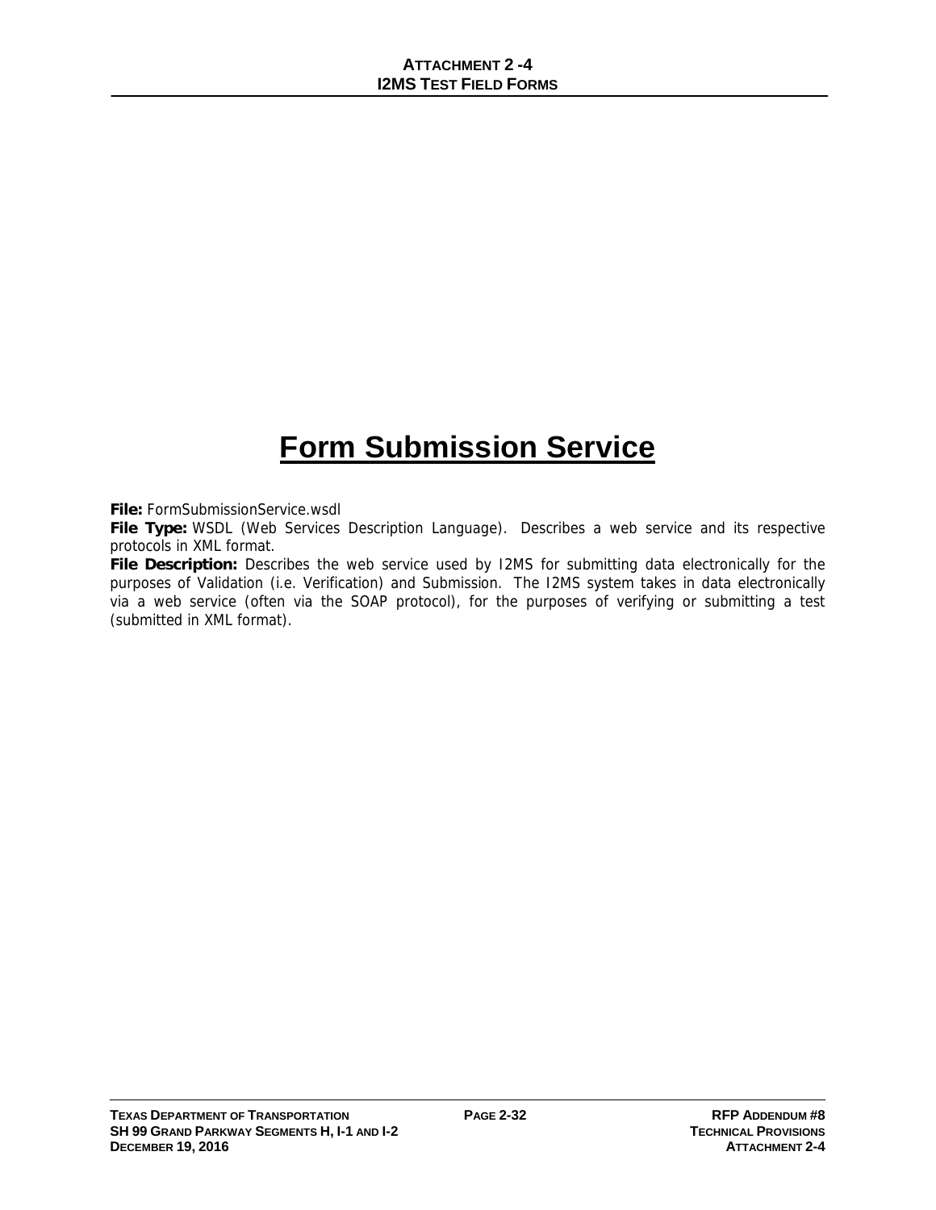# Form Submission Service

**File:** FormSubmissionService.wsdl

**File Type:** WSDL (Web Services Description Language). Describes a web service and its respective protocols in XML format.

**File Description:** Describes the web service used by I2MS for submitting data electronically for the purposes of Validation (i.e. Verification) and Submission. The I2MS system takes in data electronically via a web service (often via the SOAP protocol), for the purposes of verifying or submitting a test (submitted in XML format).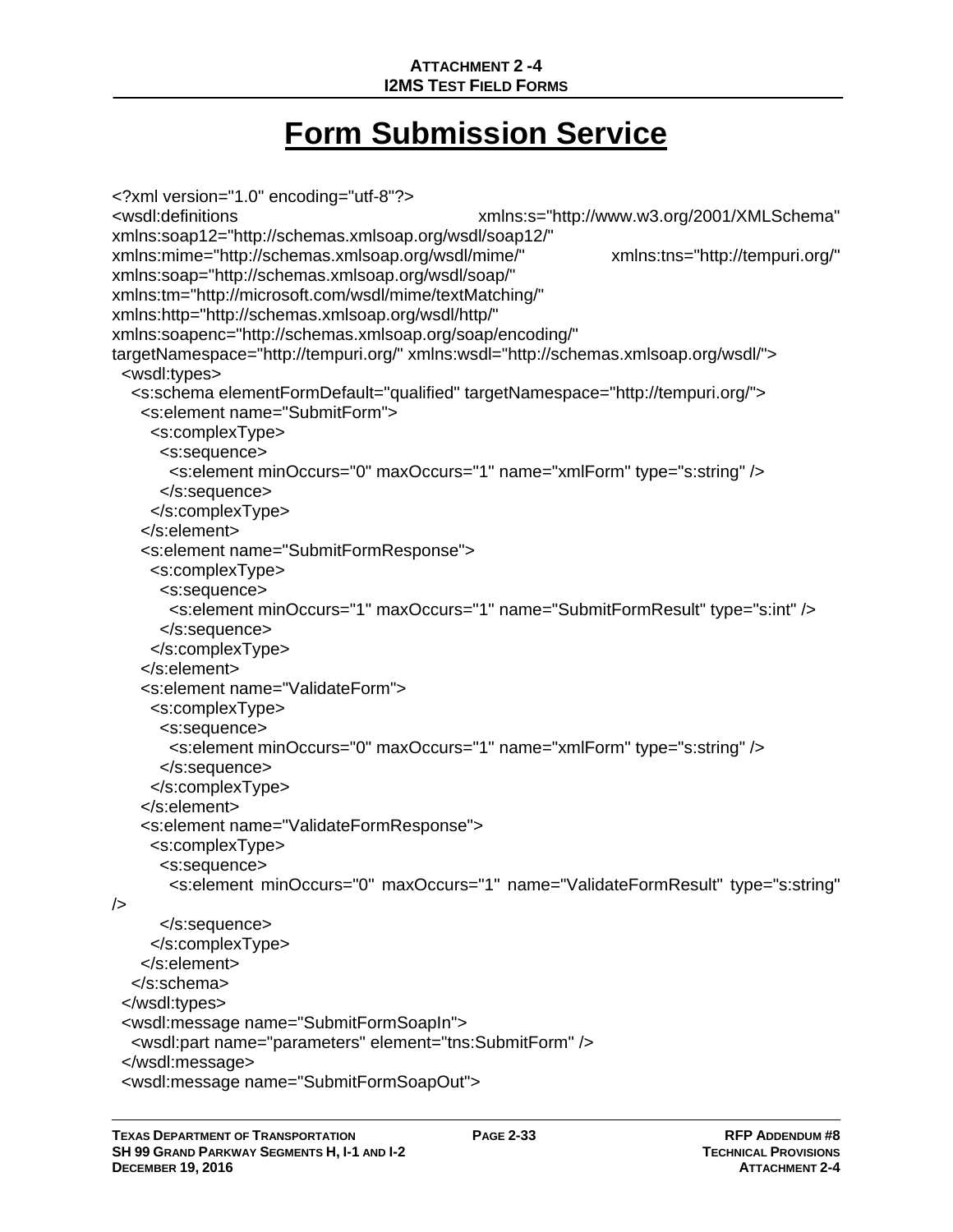# Form Submission Service

```
<?xml version="1.0" encoding="utf-8"?>
<wsdl:definitions xmlns:s="http://www.w3.org/2001/XMLSchema"
xmlns:soap12="http://schemas.xmlsoap.org/wsdl/soap12/"
xmlns:mime="http://schemas.xmlsoap.org/wsdl/mime/" xmlns:tns="http://tempuri.org/"
xmlns:soap="http://schemas.xmlsoap.org/wsdl/soap/"
xmlns:tm="http://microsoft.com/wsdl/mime/textMatching/"
xmlns:http="http://schemas.xmlsoap.org/wsdl/http/"
xmlns:soapenc="http://schemas.xmlsoap.org/soap/encoding/"
targetNamespace="http://tempuri.org/" xmlns:wsdl="http://schemas.xmlsoap.org/wsdl/">
  <wsdl:types>
    <s:schema elementFormDefault="qualified" targetNamespace="http://tempuri.org/">
      <s:element name="SubmitForm">
        <s:complexType>
          <s:sequence>
            <s:element minOccurs="0" maxOccurs="1" name="xmlForm" type="s:string" />
          </s:sequence>
        </s:complexType>
      </s:element>
      <s:element name="SubmitFormResponse">
        <s:complexType>
          <s:sequence>
            <s:element minOccurs="1" maxOccurs="1" name="SubmitFormResult" type="s:int" />
          </s:sequence>
        </s:complexType>
      </s:element>
      <s:element name="ValidateForm">
        <s:complexType>
          <s:sequence>
            <s:element minOccurs="0" maxOccurs="1" name="xmlForm" type="s:string" />
          </s:sequence>
        </s:complexType>
      </s:element>
      <s:element name="ValidateFormResponse">
        <s:complexType>
          <s:sequence>
            <s:element minOccurs="0" maxOccurs="1" name="ValidateFormResult" type="s:string"
/>
          </s:sequence>
        </s:complexType>
      </s:element>
    </s:schema>
  </wsdl:types>
  <wsdl:message name="SubmitFormSoapIn">
    <wsdl:part name="parameters" element="tns:SubmitForm" />
  </wsdl:message>
  <wsdl:message name="SubmitFormSoapOut">
```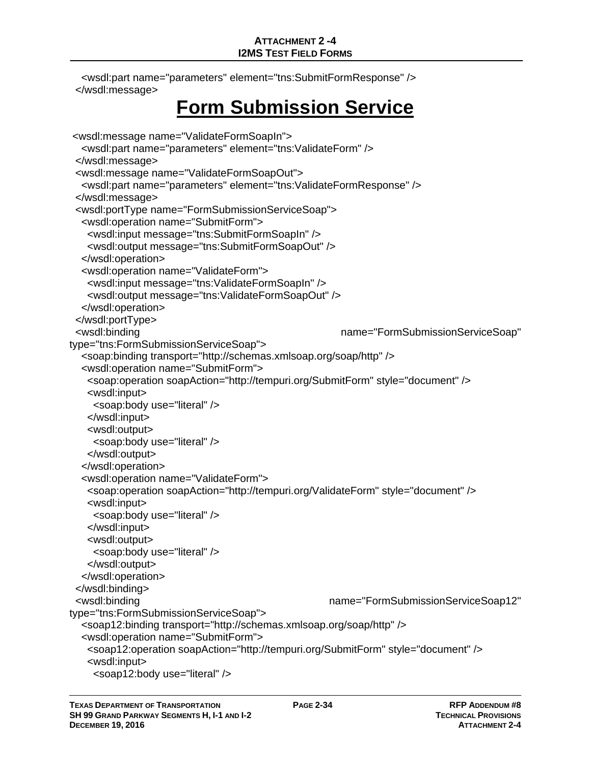```
    <wsdl:part name="parameters" element="tns:SubmitFormResponse" />
  </wsdl:message>
```

# Form Submission Service

```
  <wsdl:message name="ValidateFormSoapIn">
    <wsdl:part name="parameters" element="tns:ValidateForm" />
  </wsdl:message>
  <wsdl:message name="ValidateFormSoapOut">
    <wsdl:part name="parameters" element="tns:ValidateFormResponse" />
  </wsdl:message>
  <wsdl:portType name="FormSubmissionServiceSoap">
    <wsdl:operation name="SubmitForm">
      <wsdl:input message="tns:SubmitFormSoapIn" />
      <wsdl:output message="tns:SubmitFormSoapOut" />
    </wsdl:operation>
    <wsdl:operation name="ValidateForm">
      <wsdl:input message="tns:ValidateFormSoapIn" />
      <wsdl:output message="tns:ValidateFormSoapOut" />
    </wsdl:operation>
  </wsdl:portType>
  <wsdl:binding name="FormSubmissionServiceSoap" type="tns:FormSubmissionServiceSoap">
    <soap:binding transport="http://schemas.xmlsoap.org/soap/http" />
    <wsdl:operation name="SubmitForm">
      <soap:operation soapAction="http://tempuri.org/SubmitForm" style="document" />
      <wsdl:input>
        <soap:body use="literal" />
      </wsdl:input>
      <wsdl:output>
        <soap:body use="literal" />
      </wsdl:output>
    </wsdl:operation>
    <wsdl:operation name="ValidateForm">
      <soap:operation soapAction="http://tempuri.org/ValidateForm" style="document" />
      <wsdl:input>
        <soap:body use="literal" />
      </wsdl:input>
      <wsdl:output>
        <soap:body use="literal" />
      </wsdl:output>
    </wsdl:operation>
  </wsdl:binding>
  <wsdl:binding name="FormSubmissionServiceSoap12" type="tns:FormSubmissionServiceSoap">
    <soap12:binding transport="http://schemas.xmlsoap.org/soap/http" />
    <wsdl:operation name="SubmitForm">
      <soap12:operation soapAction="http://tempuri.org/SubmitForm" style="document" />
      <wsdl:input>
        <soap12:body use="literal" />
```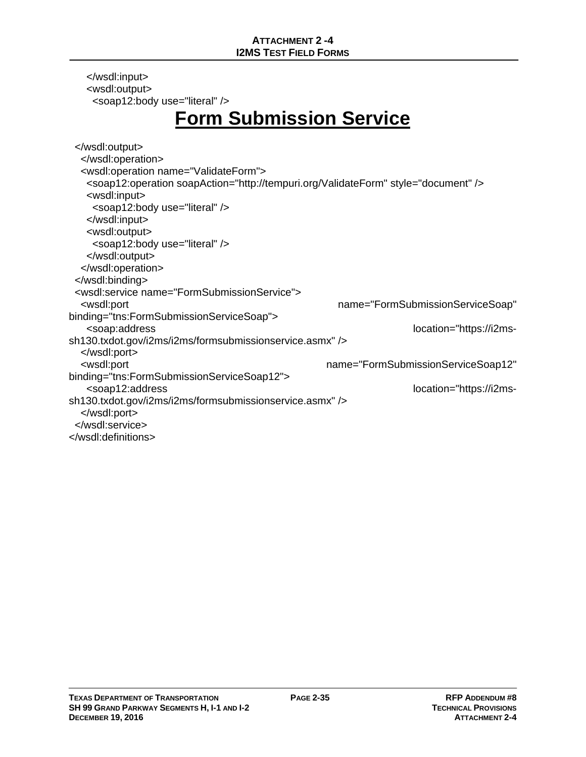```
    </wsdl:input>
    <wsdl:output>
      <soap12:body use="literal" />
```

# Form Submission Service

```
  </wsdl:output>
   </wsdl:operation>
   <wsdl:operation name="ValidateForm">
    <soap12:operation soapAction="http://tempuri.org/ValidateForm" style="document" />
    <wsdl:input>
      <soap12:body use="literal" />
    </wsdl:input>
    <wsdl:output>
      <soap12:body use="literal" />
    </wsdl:output>
   </wsdl:operation>
  </wsdl:binding>
  <wsdl:service name="FormSubmissionService">
   <wsdl:port name="FormSubmissionServiceSoap"
binding="tns:FormSubmissionServiceSoap">
    <soap:address location="https://i2ms-
sh130.txdot.gov/i2ms/i2ms/formsubmissionservice.asmx" />
   </wsdl:port>
   <wsdl:port name="FormSubmissionServiceSoap12"
binding="tns:FormSubmissionServiceSoap12">
    <soap12:address location="https://i2ms-
sh130.txdot.gov/i2ms/i2ms/formsubmissionservice.asmx" />
   </wsdl:port>
  </wsdl:service>
</wsdl:definitions>
```